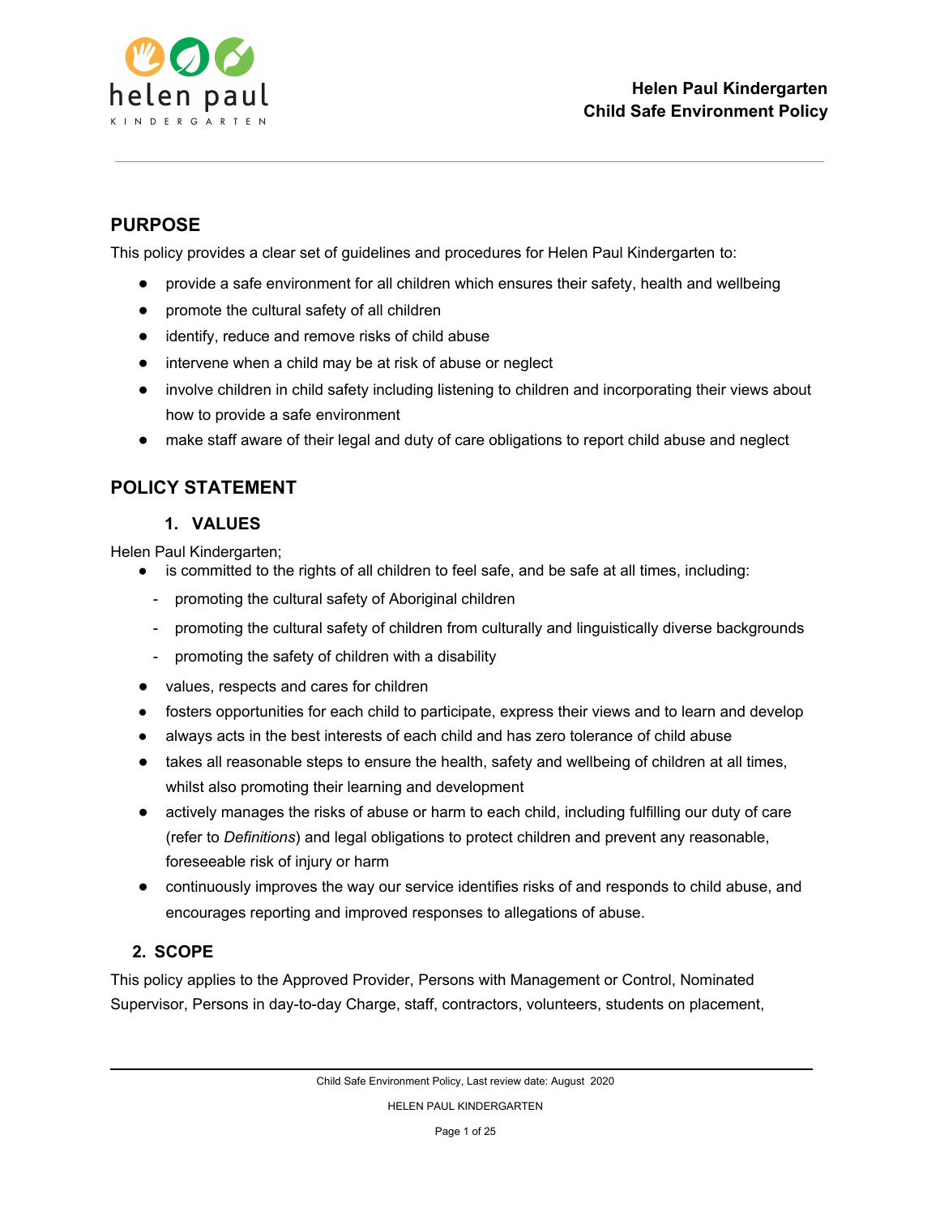# Helen Paul Kindergarten
# Child Safe Environment Policy

## PURPOSE

This policy provides a clear set of guidelines and procedures for Helen Paul Kindergarten to:

- provide a safe environment for all children which ensures their safety, health and wellbeing
- promote the cultural safety of all children
- identify, reduce and remove risks of child abuse
- intervene when a child may be at risk of abuse or neglect
- involve children in child safety including listening to children and incorporating their views about how to provide a safe environment
- make staff aware of their legal and duty of care obligations to report child abuse and neglect

## POLICY STATEMENT

### 1. VALUES

Helen Paul Kindergarten;

- is committed to the rights of all children to feel safe, and be safe at all times, including:
  - promoting the cultural safety of Aboriginal children
  - promoting the cultural safety of children from culturally and linguistically diverse backgrounds
  - promoting the safety of children with a disability
- values, respects and cares for children
- fosters opportunities for each child to participate, express their views and to learn and develop
- always acts in the best interests of each child and has zero tolerance of child abuse
- takes all reasonable steps to ensure the health, safety and wellbeing of children at all times, whilst also promoting their learning and development
- actively manages the risks of abuse or harm to each child, including fulfilling our duty of care (refer to *Definitions*) and legal obligations to protect children and prevent any reasonable, foreseeable risk of injury or harm
- continuously improves the way our service identifies risks of and responds to child abuse, and encourages reporting and improved responses to allegations of abuse.

### 2. SCOPE

This policy applies to the Approved Provider, Persons with Management or Control, Nominated Supervisor, Persons in day-to-day Charge, staff, contractors, volunteers, students on placement,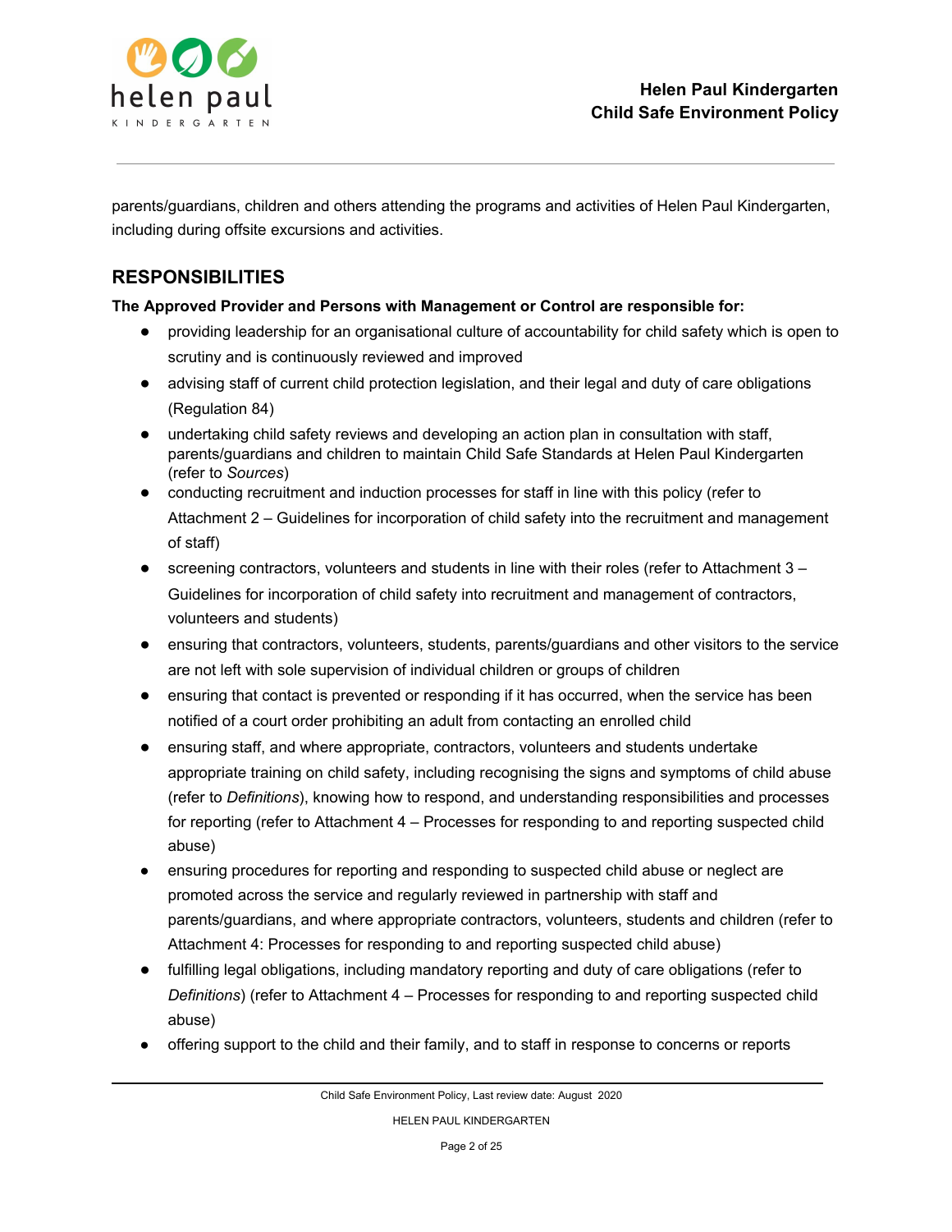parents/guardians, children and others attending the programs and activities of Helen Paul Kindergarten, including during offsite excursions and activities.

## RESPONSIBILITIES

**The Approved Provider and Persons with Management or Control are responsible for:**

- providing leadership for an organisational culture of accountability for child safety which is open to scrutiny and is continuously reviewed and improved
- advising staff of current child protection legislation, and their legal and duty of care obligations (Regulation 84)
- undertaking child safety reviews and developing an action plan in consultation with staff, parents/guardians and children to maintain Child Safe Standards at Helen Paul Kindergarten (refer to *Sources*)
- conducting recruitment and induction processes for staff in line with this policy (refer to Attachment 2 – Guidelines for incorporation of child safety into the recruitment and management of staff)
- screening contractors, volunteers and students in line with their roles (refer to Attachment 3 – Guidelines for incorporation of child safety into recruitment and management of contractors, volunteers and students)
- ensuring that contractors, volunteers, students, parents/guardians and other visitors to the service are not left with sole supervision of individual children or groups of children
- ensuring that contact is prevented or responding if it has occurred, when the service has been notified of a court order prohibiting an adult from contacting an enrolled child
- ensuring staff, and where appropriate, contractors, volunteers and students undertake appropriate training on child safety, including recognising the signs and symptoms of child abuse (refer to *Definitions*), knowing how to respond, and understanding responsibilities and processes for reporting (refer to Attachment 4 – Processes for responding to and reporting suspected child abuse)
- ensuring procedures for reporting and responding to suspected child abuse or neglect are promoted across the service and regularly reviewed in partnership with staff and parents/guardians, and where appropriate contractors, volunteers, students and children (refer to Attachment 4: Processes for responding to and reporting suspected child abuse)
- fulfilling legal obligations, including mandatory reporting and duty of care obligations (refer to *Definitions*) (refer to Attachment 4 – Processes for responding to and reporting suspected child abuse)
- offering support to the child and their family, and to staff in response to concerns or reports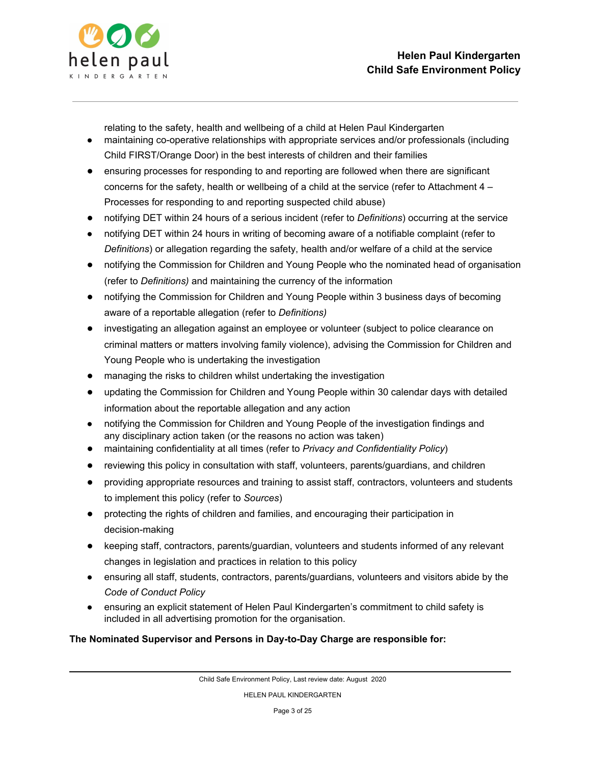relating to the safety, health and wellbeing of a child at Helen Paul Kindergarten

- maintaining co-operative relationships with appropriate services and/or professionals (including Child FIRST/Orange Door) in the best interests of children and their families
- ensuring processes for responding to and reporting are followed when there are significant concerns for the safety, health or wellbeing of a child at the service (refer to Attachment 4 – Processes for responding to and reporting suspected child abuse)
- notifying DET within 24 hours of a serious incident (refer to *Definitions*) occurring at the service
- notifying DET within 24 hours in writing of becoming aware of a notifiable complaint (refer to *Definitions*) or allegation regarding the safety, health and/or welfare of a child at the service
- notifying the Commission for Children and Young People who the nominated head of organisation (refer to *Definitions)* and maintaining the currency of the information
- notifying the Commission for Children and Young People within 3 business days of becoming aware of a reportable allegation (refer to *Definitions)*
- investigating an allegation against an employee or volunteer (subject to police clearance on criminal matters or matters involving family violence), advising the Commission for Children and Young People who is undertaking the investigation
- managing the risks to children whilst undertaking the investigation
- updating the Commission for Children and Young People within 30 calendar days with detailed information about the reportable allegation and any action
- notifying the Commission for Children and Young People of the investigation findings and any disciplinary action taken (or the reasons no action was taken)
- maintaining confidentiality at all times (refer to *Privacy and Confidentiality Policy*)
- reviewing this policy in consultation with staff, volunteers, parents/guardians, and children
- providing appropriate resources and training to assist staff, contractors, volunteers and students to implement this policy (refer to *Sources*)
- protecting the rights of children and families, and encouraging their participation in decision-making
- keeping staff, contractors, parents/guardian, volunteers and students informed of any relevant changes in legislation and practices in relation to this policy
- ensuring all staff, students, contractors, parents/guardians, volunteers and visitors abide by the *Code of Conduct Policy*
- ensuring an explicit statement of Helen Paul Kindergarten's commitment to child safety is included in all advertising promotion for the organisation.

**The Nominated Supervisor and Persons in Day-to-Day Charge are responsible for:**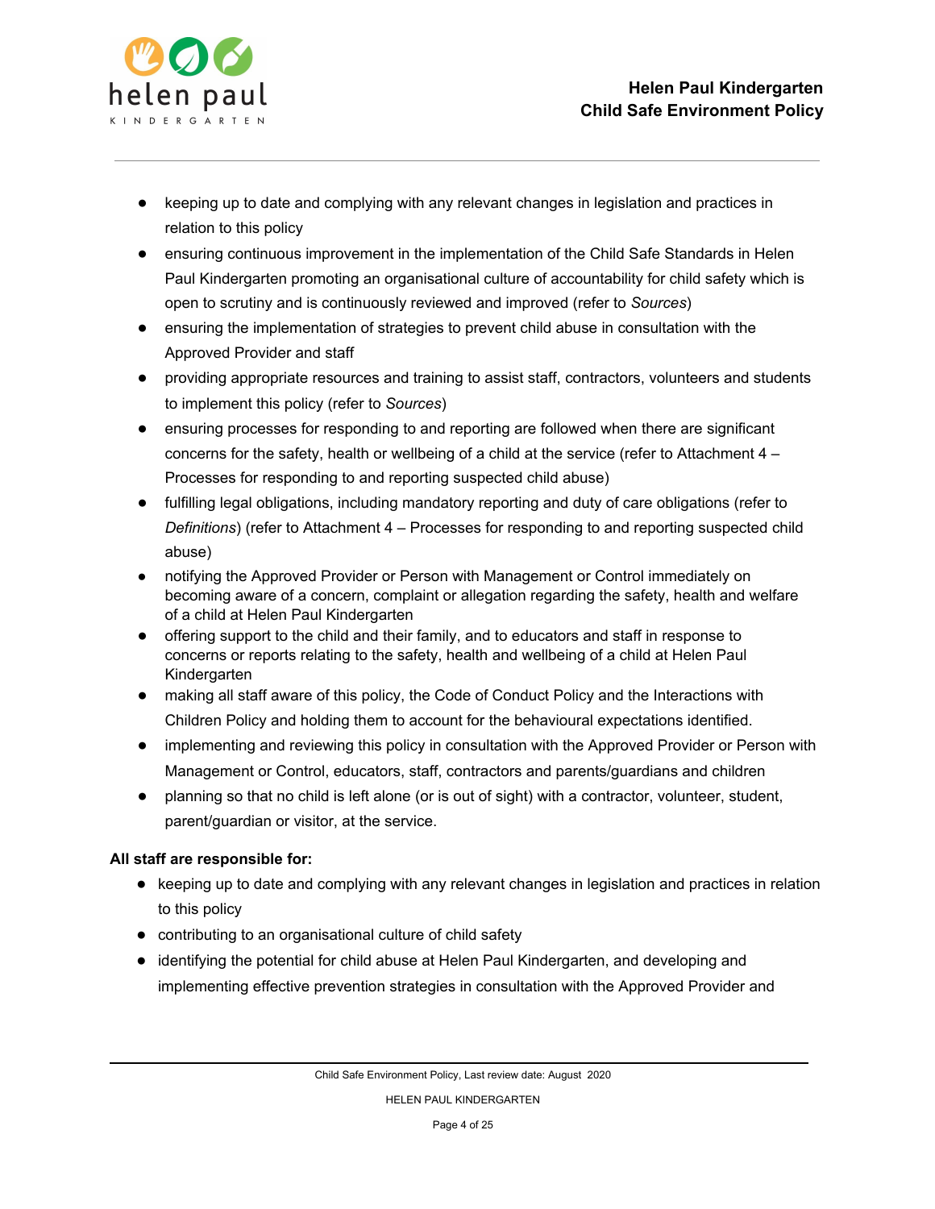- keeping up to date and complying with any relevant changes in legislation and practices in relation to this policy
- ensuring continuous improvement in the implementation of the Child Safe Standards in Helen Paul Kindergarten promoting an organisational culture of accountability for child safety which is open to scrutiny and is continuously reviewed and improved (refer to *Sources*)
- ensuring the implementation of strategies to prevent child abuse in consultation with the Approved Provider and staff
- providing appropriate resources and training to assist staff, contractors, volunteers and students to implement this policy (refer to *Sources*)
- ensuring processes for responding to and reporting are followed when there are significant concerns for the safety, health or wellbeing of a child at the service (refer to Attachment 4 – Processes for responding to and reporting suspected child abuse)
- fulfilling legal obligations, including mandatory reporting and duty of care obligations (refer to *Definitions*) (refer to Attachment 4 – Processes for responding to and reporting suspected child abuse)
- notifying the Approved Provider or Person with Management or Control immediately on becoming aware of a concern, complaint or allegation regarding the safety, health and welfare of a child at Helen Paul Kindergarten
- offering support to the child and their family, and to educators and staff in response to concerns or reports relating to the safety, health and wellbeing of a child at Helen Paul Kindergarten
- making all staff aware of this policy, the Code of Conduct Policy and the Interactions with Children Policy and holding them to account for the behavioural expectations identified.
- implementing and reviewing this policy in consultation with the Approved Provider or Person with Management or Control, educators, staff, contractors and parents/guardians and children
- planning so that no child is left alone (or is out of sight) with a contractor, volunteer, student, parent/guardian or visitor, at the service.

**All staff are responsible for:**

- keeping up to date and complying with any relevant changes in legislation and practices in relation to this policy
- contributing to an organisational culture of child safety
- identifying the potential for child abuse at Helen Paul Kindergarten, and developing and implementing effective prevention strategies in consultation with the Approved Provider and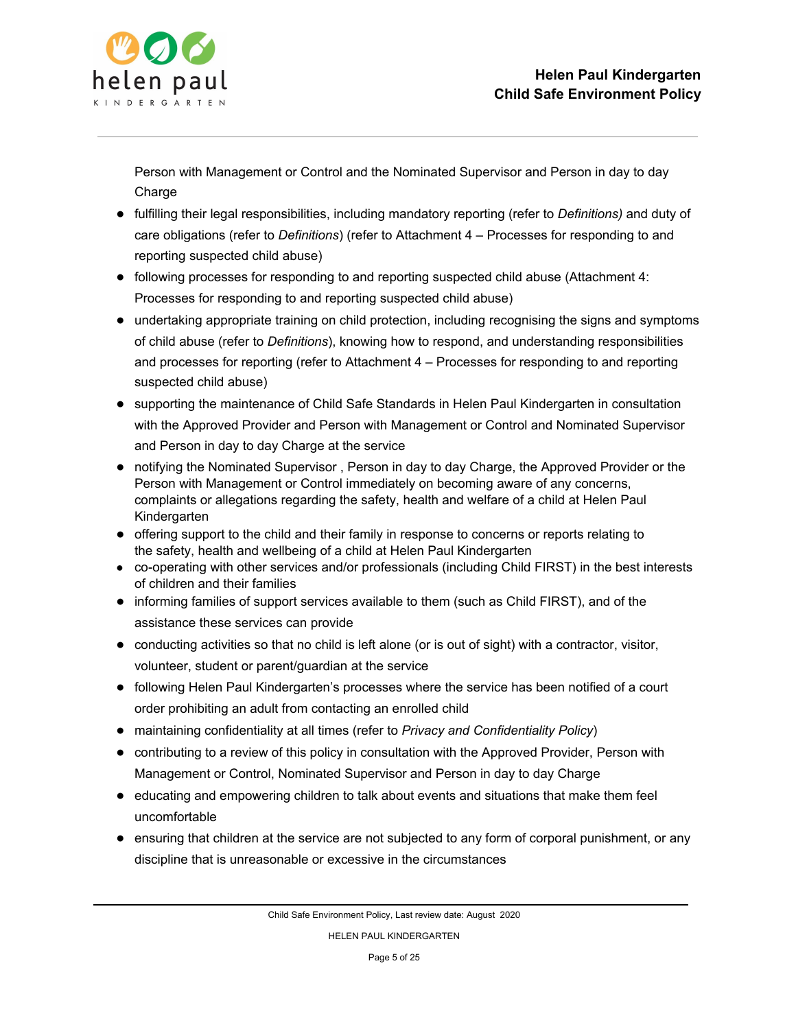Person with Management or Control and the Nominated Supervisor and Person in day to day Charge

- fulfilling their legal responsibilities, including mandatory reporting (refer to *Definitions)* and duty of care obligations (refer to *Definitions*) (refer to Attachment 4 – Processes for responding to and reporting suspected child abuse)
- following processes for responding to and reporting suspected child abuse (Attachment 4: Processes for responding to and reporting suspected child abuse)
- undertaking appropriate training on child protection, including recognising the signs and symptoms of child abuse (refer to *Definitions*), knowing how to respond, and understanding responsibilities and processes for reporting (refer to Attachment 4 – Processes for responding to and reporting suspected child abuse)
- supporting the maintenance of Child Safe Standards in Helen Paul Kindergarten in consultation with the Approved Provider and Person with Management or Control and Nominated Supervisor and Person in day to day Charge at the service
- notifying the Nominated Supervisor , Person in day to day Charge, the Approved Provider or the Person with Management or Control immediately on becoming aware of any concerns, complaints or allegations regarding the safety, health and welfare of a child at Helen Paul Kindergarten
- offering support to the child and their family in response to concerns or reports relating to the safety, health and wellbeing of a child at Helen Paul Kindergarten
- co-operating with other services and/or professionals (including Child FIRST) in the best interests of children and their families
- informing families of support services available to them (such as Child FIRST), and of the assistance these services can provide
- conducting activities so that no child is left alone (or is out of sight) with a contractor, visitor, volunteer, student or parent/guardian at the service
- following Helen Paul Kindergarten's processes where the service has been notified of a court order prohibiting an adult from contacting an enrolled child
- maintaining confidentiality at all times (refer to *Privacy and Confidentiality Policy*)
- contributing to a review of this policy in consultation with the Approved Provider, Person with Management or Control, Nominated Supervisor and Person in day to day Charge
- educating and empowering children to talk about events and situations that make them feel uncomfortable
- ensuring that children at the service are not subjected to any form of corporal punishment, or any discipline that is unreasonable or excessive in the circumstances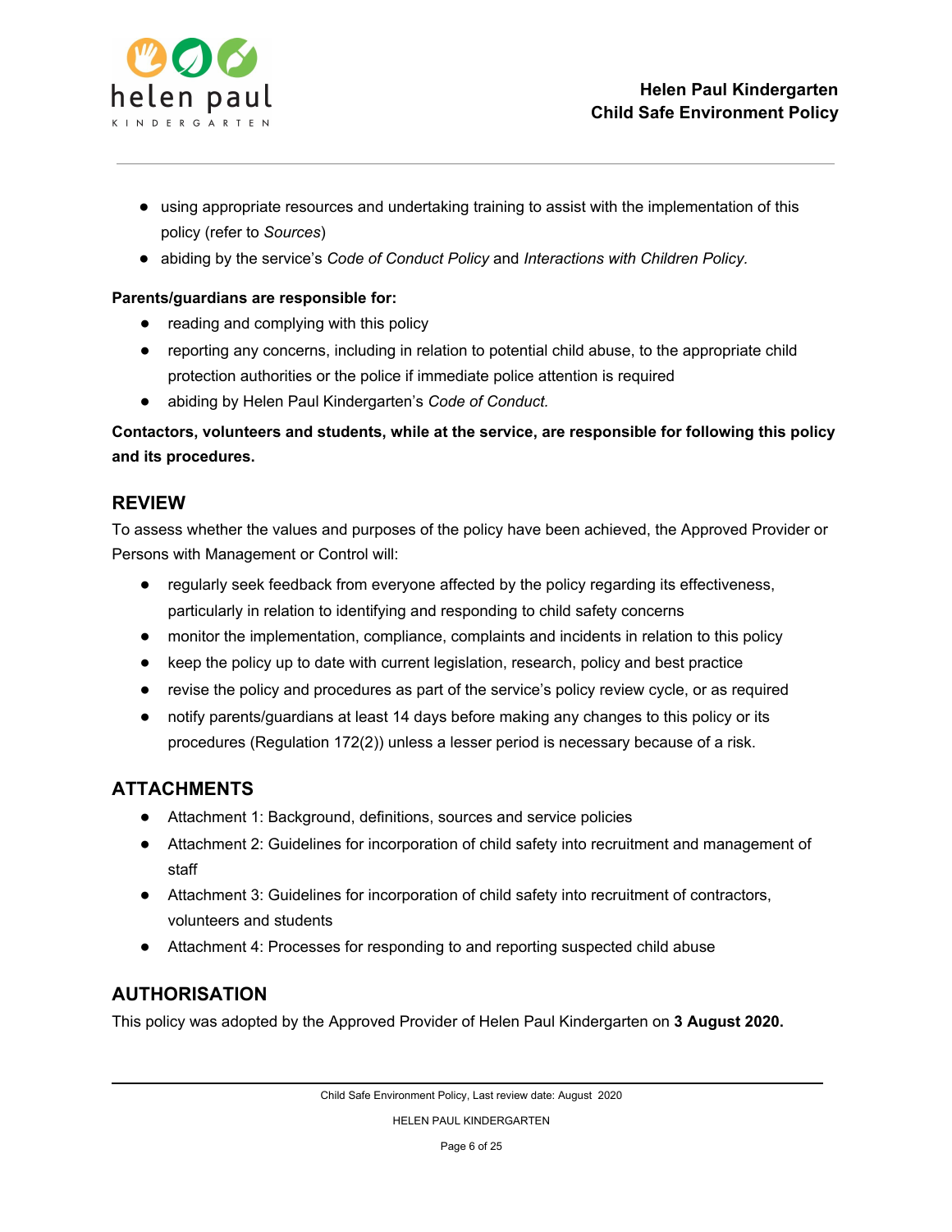- using appropriate resources and undertaking training to assist with the implementation of this policy (refer to *Sources*)
- abiding by the service's *Code of Conduct Policy* and *Interactions with Children Policy.*

**Parents/guardians are responsible for:**

- reading and complying with this policy
- reporting any concerns, including in relation to potential child abuse, to the appropriate child protection authorities or the police if immediate police attention is required
- abiding by Helen Paul Kindergarten's *Code of Conduct.*

**Contactors, volunteers and students, while at the service, are responsible for following this policy and its procedures.**

## REVIEW

To assess whether the values and purposes of the policy have been achieved, the Approved Provider or Persons with Management or Control will:

- regularly seek feedback from everyone affected by the policy regarding its effectiveness, particularly in relation to identifying and responding to child safety concerns
- monitor the implementation, compliance, complaints and incidents in relation to this policy
- keep the policy up to date with current legislation, research, policy and best practice
- revise the policy and procedures as part of the service's policy review cycle, or as required
- notify parents/guardians at least 14 days before making any changes to this policy or its procedures (Regulation 172(2)) unless a lesser period is necessary because of a risk.

## ATTACHMENTS

- Attachment 1: Background, definitions, sources and service policies
- Attachment 2: Guidelines for incorporation of child safety into recruitment and management of staff
- Attachment 3: Guidelines for incorporation of child safety into recruitment of contractors, volunteers and students
- Attachment 4: Processes for responding to and reporting suspected child abuse

## AUTHORISATION

This policy was adopted by the Approved Provider of Helen Paul Kindergarten on **3 August 2020.**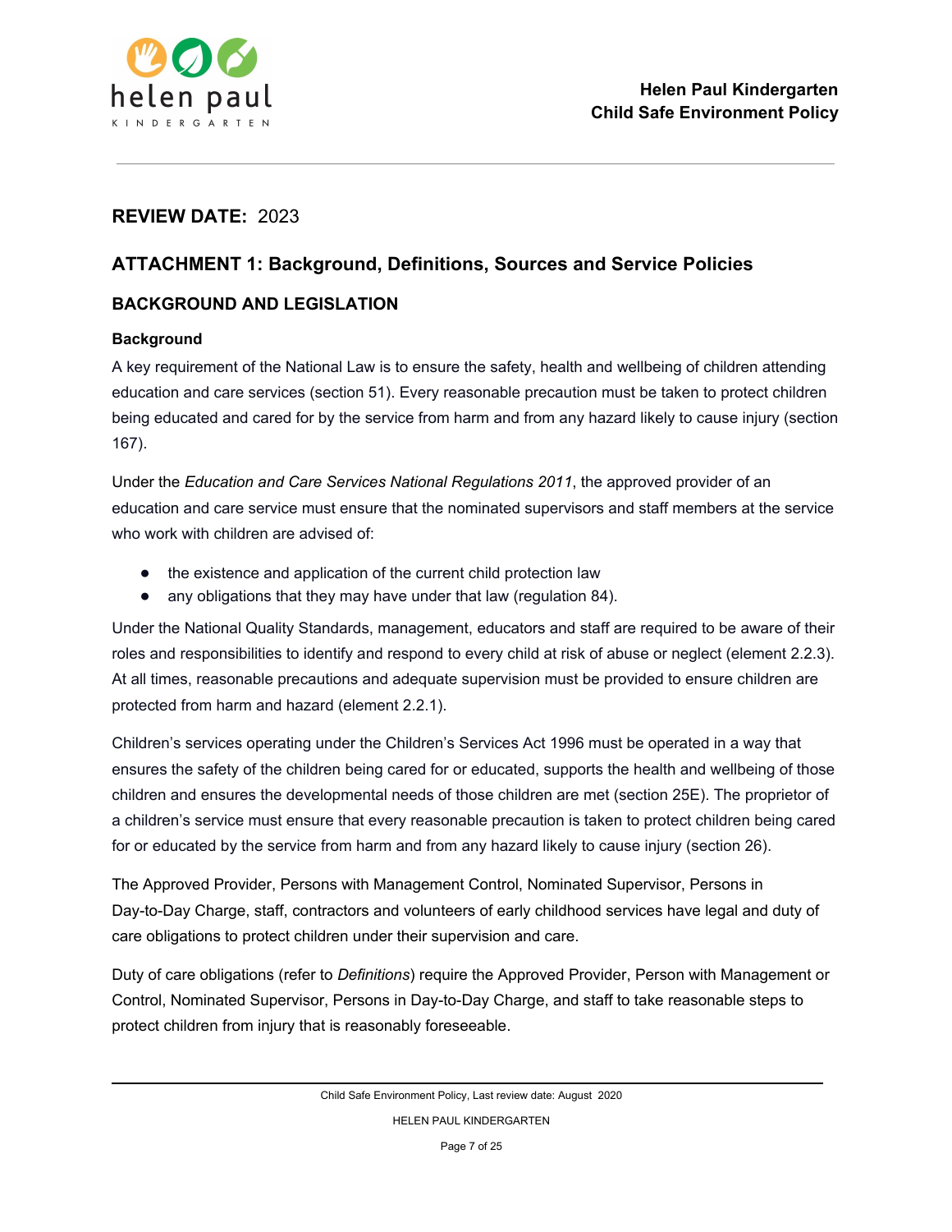**REVIEW DATE:** 2023

## ATTACHMENT 1: Background, Definitions, Sources and Service Policies

### BACKGROUND AND LEGISLATION

#### Background

A key requirement of the National Law is to ensure the safety, health and wellbeing of children attending education and care services (section 51). Every reasonable precaution must be taken to protect children being educated and cared for by the service from harm and from any hazard likely to cause injury (section 167).

Under the *Education and Care Services National Regulations 2011*, the approved provider of an education and care service must ensure that the nominated supervisors and staff members at the service who work with children are advised of:

- the existence and application of the current child protection law
- any obligations that they may have under that law (regulation 84).

Under the National Quality Standards, management, educators and staff are required to be aware of their roles and responsibilities to identify and respond to every child at risk of abuse or neglect (element 2.2.3). At all times, reasonable precautions and adequate supervision must be provided to ensure children are protected from harm and hazard (element 2.2.1).

Children's services operating under the Children's Services Act 1996 must be operated in a way that ensures the safety of the children being cared for or educated, supports the health and wellbeing of those children and ensures the developmental needs of those children are met (section 25E). The proprietor of a children's service must ensure that every reasonable precaution is taken to protect children being cared for or educated by the service from harm and from any hazard likely to cause injury (section 26).

The Approved Provider, Persons with Management Control, Nominated Supervisor, Persons in Day-to-Day Charge, staff, contractors and volunteers of early childhood services have legal and duty of care obligations to protect children under their supervision and care.

Duty of care obligations (refer to *Definitions*) require the Approved Provider, Person with Management or Control, Nominated Supervisor, Persons in Day-to-Day Charge, and staff to take reasonable steps to protect children from injury that is reasonably foreseeable.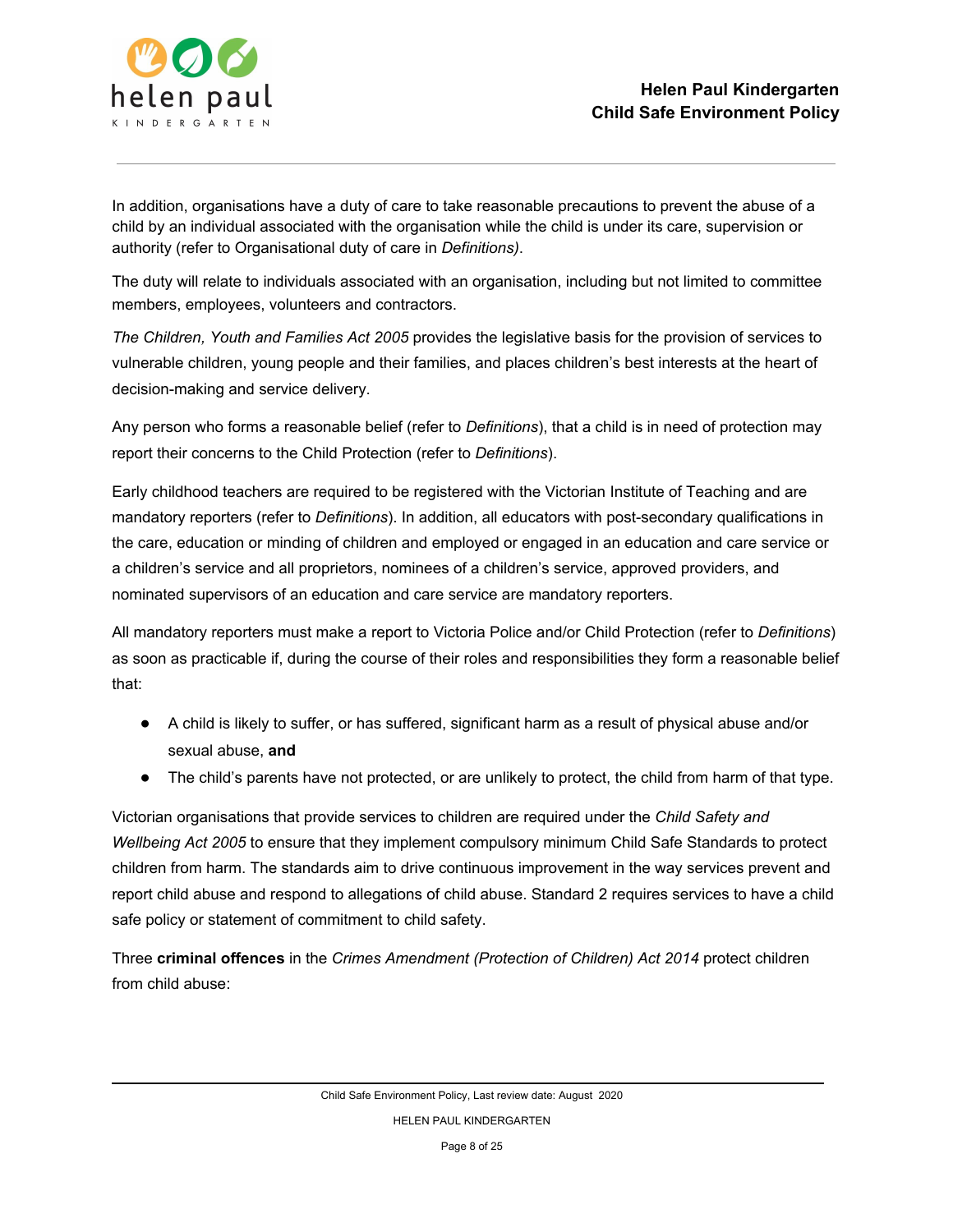In addition, organisations have a duty of care to take reasonable precautions to prevent the abuse of a child by an individual associated with the organisation while the child is under its care, supervision or authority (refer to Organisational duty of care in *Definitions)*.

The duty will relate to individuals associated with an organisation, including but not limited to committee members, employees, volunteers and contractors.

*The Children, Youth and Families Act 2005* provides the legislative basis for the provision of services to vulnerable children, young people and their families, and places children's best interests at the heart of decision-making and service delivery.

Any person who forms a reasonable belief (refer to *Definitions*), that a child is in need of protection may report their concerns to the Child Protection (refer to *Definitions*).

Early childhood teachers are required to be registered with the Victorian Institute of Teaching and are mandatory reporters (refer to *Definitions*). In addition, all educators with post-secondary qualifications in the care, education or minding of children and employed or engaged in an education and care service or a children's service and all proprietors, nominees of a children's service, approved providers, and nominated supervisors of an education and care service are mandatory reporters.

All mandatory reporters must make a report to Victoria Police and/or Child Protection (refer to *Definitions*) as soon as practicable if, during the course of their roles and responsibilities they form a reasonable belief that:

- A child is likely to suffer, or has suffered, significant harm as a result of physical abuse and/or sexual abuse, **and**
- The child's parents have not protected, or are unlikely to protect, the child from harm of that type.

Victorian organisations that provide services to children are required under the *Child Safety and Wellbeing Act 2005* to ensure that they implement compulsory minimum Child Safe Standards to protect children from harm. The standards aim to drive continuous improvement in the way services prevent and report child abuse and respond to allegations of child abuse. Standard 2 requires services to have a child safe policy or statement of commitment to child safety.

Three **criminal offences** in the *Crimes Amendment (Protection of Children) Act 2014* protect children from child abuse: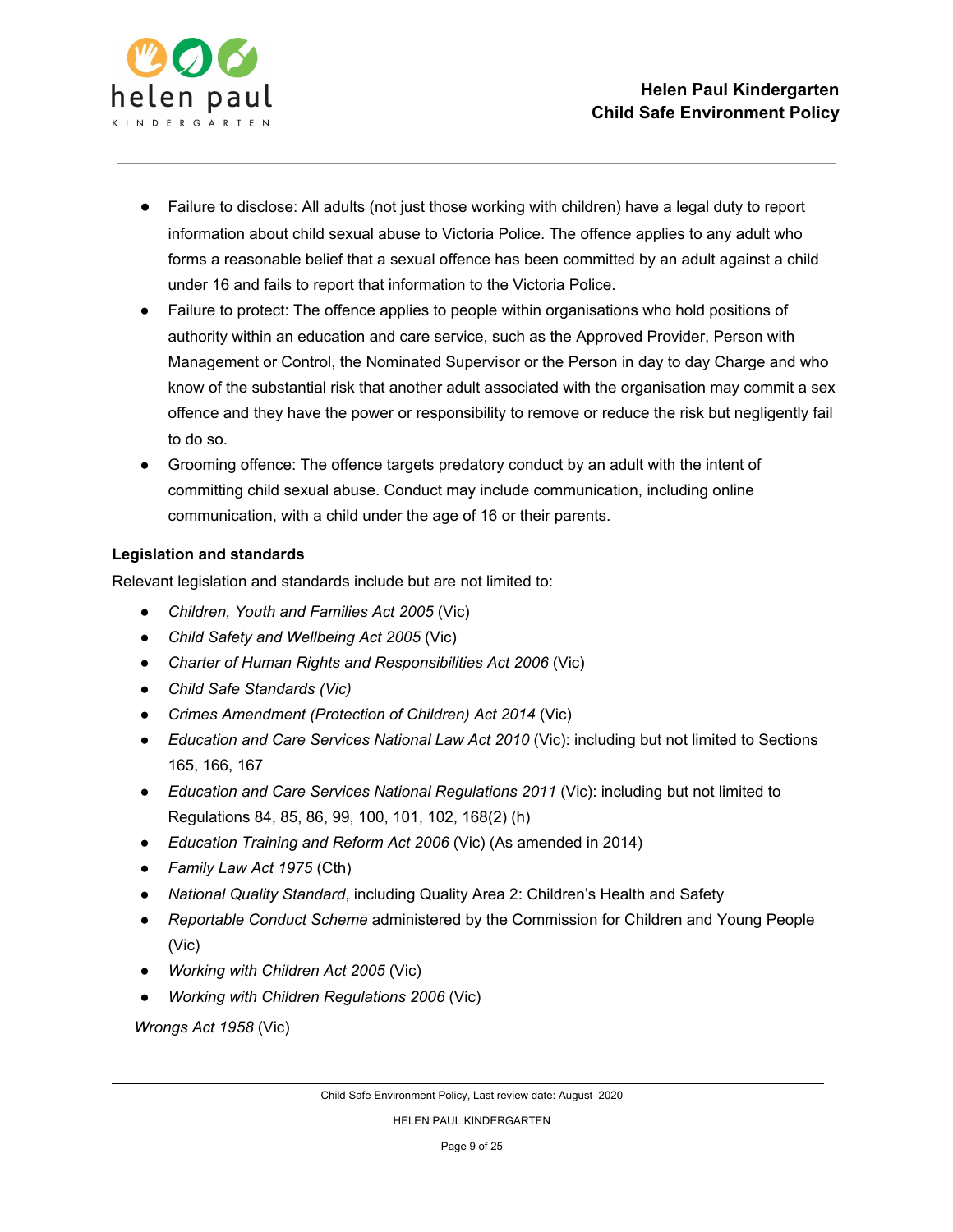- Failure to disclose: All adults (not just those working with children) have a legal duty to report information about child sexual abuse to Victoria Police. The offence applies to any adult who forms a reasonable belief that a sexual offence has been committed by an adult against a child under 16 and fails to report that information to the Victoria Police.
- Failure to protect: The offence applies to people within organisations who hold positions of authority within an education and care service, such as the Approved Provider, Person with Management or Control, the Nominated Supervisor or the Person in day to day Charge and who know of the substantial risk that another adult associated with the organisation may commit a sex offence and they have the power or responsibility to remove or reduce the risk but negligently fail to do so.
- Grooming offence: The offence targets predatory conduct by an adult with the intent of committing child sexual abuse. Conduct may include communication, including online communication, with a child under the age of 16 or their parents.

**Legislation and standards**

Relevant legislation and standards include but are not limited to:

- *Children, Youth and Families Act 2005* (Vic)
- *Child Safety and Wellbeing Act 2005* (Vic)
- *Charter of Human Rights and Responsibilities Act 2006* (Vic)
- *Child Safe Standards (Vic)*
- *Crimes Amendment (Protection of Children) Act 2014* (Vic)
- *Education and Care Services National Law Act 2010* (Vic): including but not limited to Sections 165, 166, 167
- *Education and Care Services National Regulations 2011* (Vic): including but not limited to Regulations 84, 85, 86, 99, 100, 101, 102, 168(2) (h)
- *Education Training and Reform Act 2006* (Vic) (As amended in 2014)
- *Family Law Act 1975* (Cth)
- *National Quality Standard*, including Quality Area 2: Children's Health and Safety
- *Reportable Conduct Scheme* administered by the Commission for Children and Young People (Vic)
- *Working with Children Act 2005* (Vic)
- *Working with Children Regulations 2006* (Vic)

*Wrongs Act 1958* (Vic)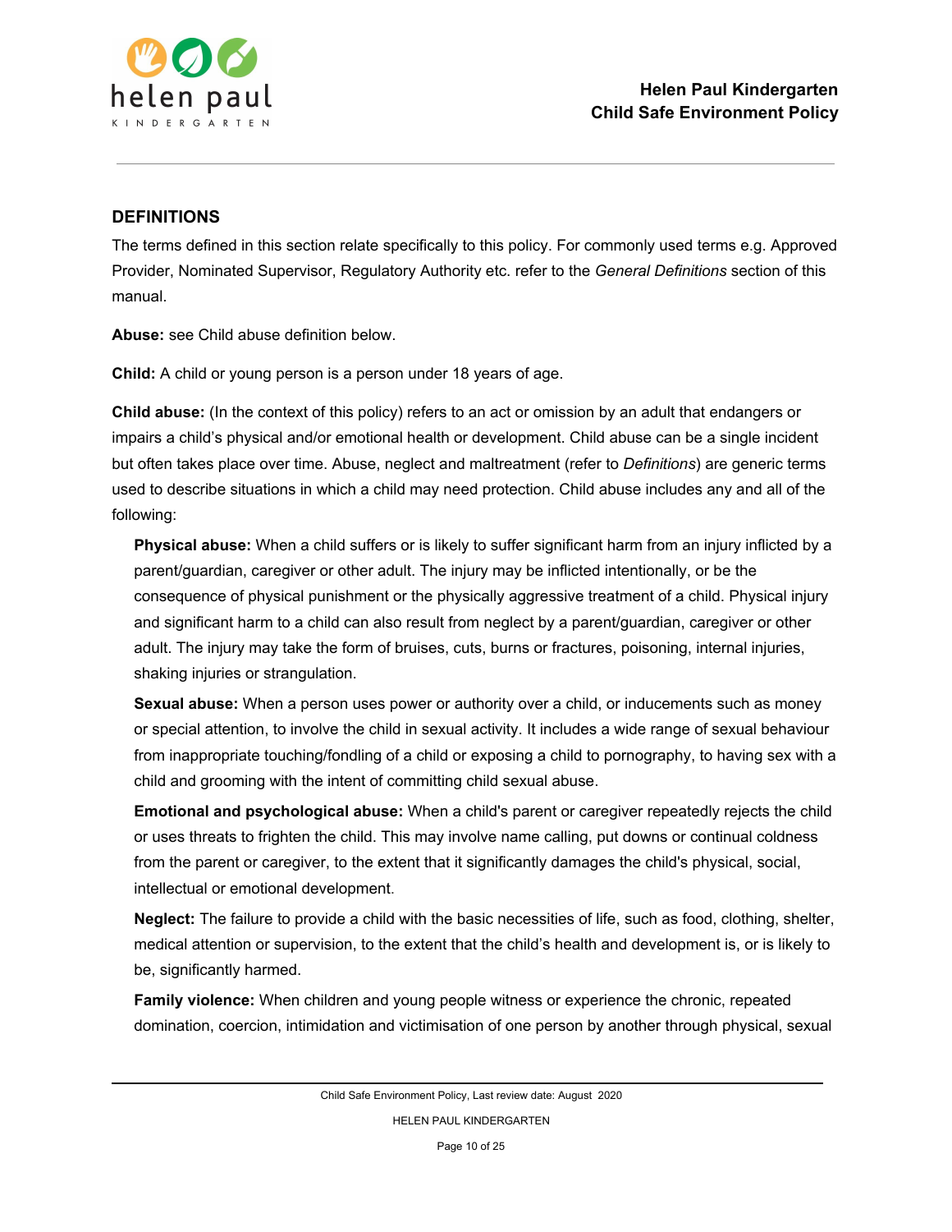## DEFINITIONS

The terms defined in this section relate specifically to this policy. For commonly used terms e.g. Approved Provider, Nominated Supervisor, Regulatory Authority etc. refer to the *General Definitions* section of this manual.

**Abuse:** see Child abuse definition below.

**Child:** A child or young person is a person under 18 years of age.

**Child abuse:** (In the context of this policy) refers to an act or omission by an adult that endangers or impairs a child's physical and/or emotional health or development. Child abuse can be a single incident but often takes place over time. Abuse, neglect and maltreatment (refer to *Definitions*) are generic terms used to describe situations in which a child may need protection. Child abuse includes any and all of the following:

**Physical abuse:** When a child suffers or is likely to suffer significant harm from an injury inflicted by a parent/guardian, caregiver or other adult. The injury may be inflicted intentionally, or be the consequence of physical punishment or the physically aggressive treatment of a child. Physical injury and significant harm to a child can also result from neglect by a parent/guardian, caregiver or other adult. The injury may take the form of bruises, cuts, burns or fractures, poisoning, internal injuries, shaking injuries or strangulation.

**Sexual abuse:** When a person uses power or authority over a child, or inducements such as money or special attention, to involve the child in sexual activity. It includes a wide range of sexual behaviour from inappropriate touching/fondling of a child or exposing a child to pornography, to having sex with a child and grooming with the intent of committing child sexual abuse.

**Emotional and psychological abuse:** When a child's parent or caregiver repeatedly rejects the child or uses threats to frighten the child. This may involve name calling, put downs or continual coldness from the parent or caregiver, to the extent that it significantly damages the child's physical, social, intellectual or emotional development.

**Neglect:** The failure to provide a child with the basic necessities of life, such as food, clothing, shelter, medical attention or supervision, to the extent that the child's health and development is, or is likely to be, significantly harmed.

**Family violence:** When children and young people witness or experience the chronic, repeated domination, coercion, intimidation and victimisation of one person by another through physical, sexual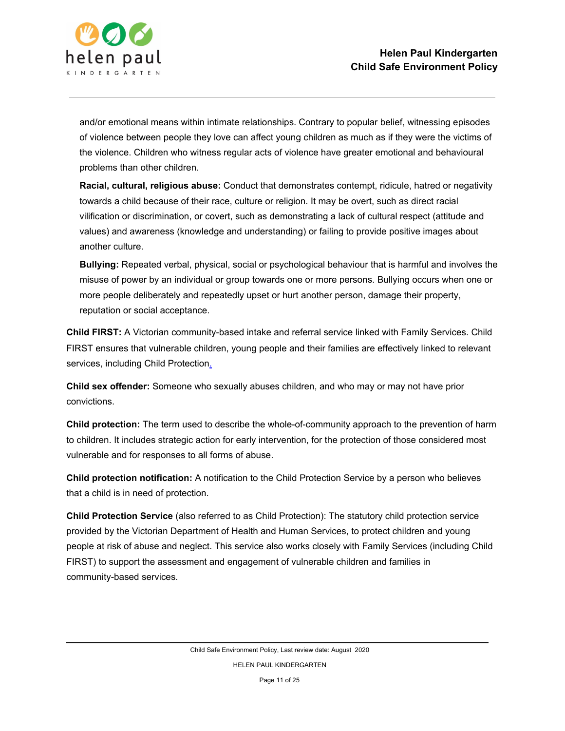and/or emotional means within intimate relationships. Contrary to popular belief, witnessing episodes of violence between people they love can affect young children as much as if they were the victims of the violence. Children who witness regular acts of violence have greater emotional and behavioural problems than other children.

**Racial, cultural, religious abuse:** Conduct that demonstrates contempt, ridicule, hatred or negativity towards a child because of their race, culture or religion. It may be overt, such as direct racial vilification or discrimination, or covert, such as demonstrating a lack of cultural respect (attitude and values) and awareness (knowledge and understanding) or failing to provide positive images about another culture.

**Bullying:** Repeated verbal, physical, social or psychological behaviour that is harmful and involves the misuse of power by an individual or group towards one or more persons. Bullying occurs when one or more people deliberately and repeatedly upset or hurt another person, damage their property, reputation or social acceptance.

**Child FIRST:** A Victorian community-based intake and referral service linked with Family Services. Child FIRST ensures that vulnerable children, young people and their families are effectively linked to relevant services, including Child Protection.

**Child sex offender:** Someone who sexually abuses children, and who may or may not have prior convictions.

**Child protection:** The term used to describe the whole-of-community approach to the prevention of harm to children. It includes strategic action for early intervention, for the protection of those considered most vulnerable and for responses to all forms of abuse.

**Child protection notification:** A notification to the Child Protection Service by a person who believes that a child is in need of protection.

**Child Protection Service** (also referred to as Child Protection): The statutory child protection service provided by the Victorian Department of Health and Human Services, to protect children and young people at risk of abuse and neglect. This service also works closely with Family Services (including Child FIRST) to support the assessment and engagement of vulnerable children and families in community-based services.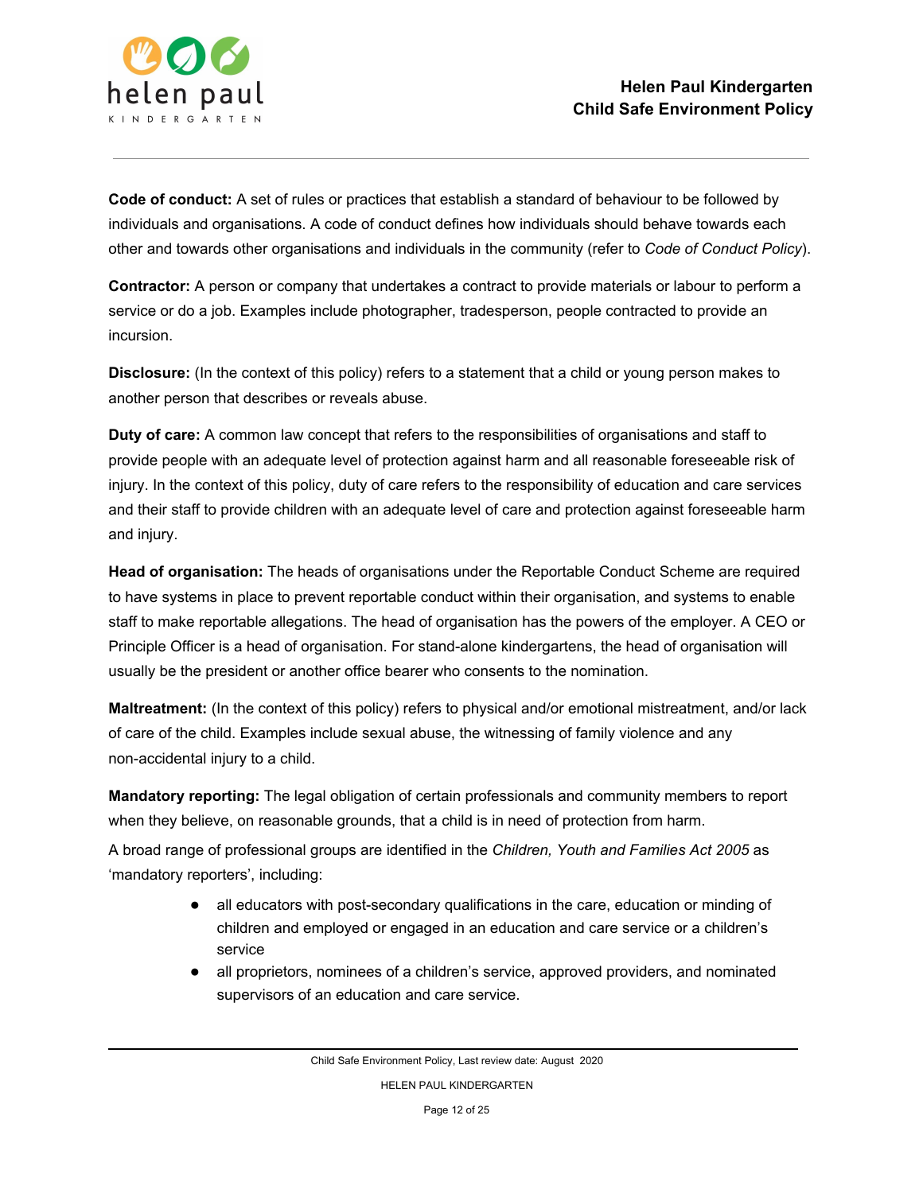**Code of conduct:** A set of rules or practices that establish a standard of behaviour to be followed by individuals and organisations. A code of conduct defines how individuals should behave towards each other and towards other organisations and individuals in the community (refer to *Code of Conduct Policy*).

**Contractor:** A person or company that undertakes a contract to provide materials or labour to perform a service or do a job. Examples include photographer, tradesperson, people contracted to provide an incursion.

**Disclosure:** (In the context of this policy) refers to a statement that a child or young person makes to another person that describes or reveals abuse.

**Duty of care:** A common law concept that refers to the responsibilities of organisations and staff to provide people with an adequate level of protection against harm and all reasonable foreseeable risk of injury. In the context of this policy, duty of care refers to the responsibility of education and care services and their staff to provide children with an adequate level of care and protection against foreseeable harm and injury.

**Head of organisation:** The heads of organisations under the Reportable Conduct Scheme are required to have systems in place to prevent reportable conduct within their organisation, and systems to enable staff to make reportable allegations. The head of organisation has the powers of the employer. A CEO or Principle Officer is a head of organisation. For stand-alone kindergartens, the head of organisation will usually be the president or another office bearer who consents to the nomination.

**Maltreatment:** (In the context of this policy) refers to physical and/or emotional mistreatment, and/or lack of care of the child. Examples include sexual abuse, the witnessing of family violence and any non-accidental injury to a child.

**Mandatory reporting:** The legal obligation of certain professionals and community members to report when they believe, on reasonable grounds, that a child is in need of protection from harm.

A broad range of professional groups are identified in the *Children, Youth and Families Act 2005* as 'mandatory reporters', including:

- all educators with post-secondary qualifications in the care, education or minding of children and employed or engaged in an education and care service or a children's service
- all proprietors, nominees of a children's service, approved providers, and nominated supervisors of an education and care service.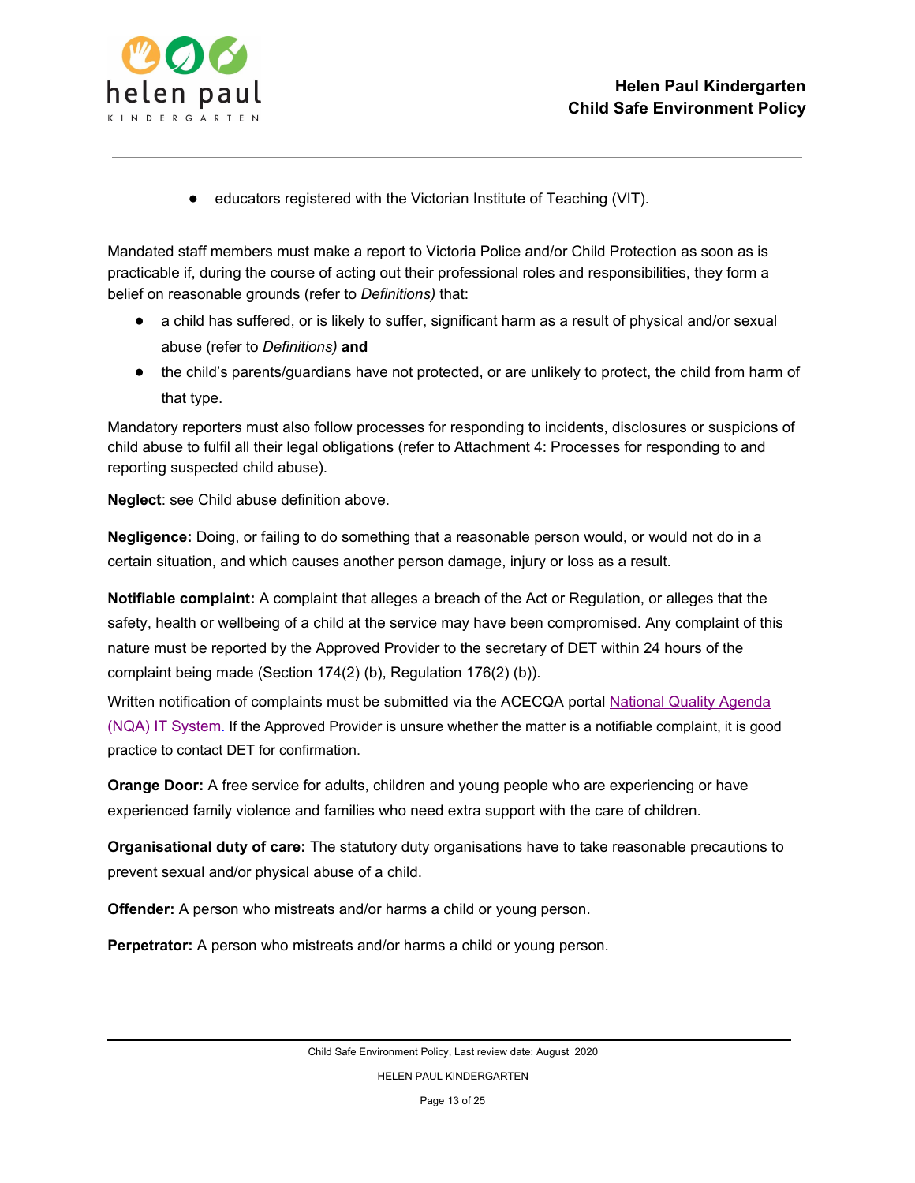- educators registered with the Victorian Institute of Teaching (VIT).

Mandated staff members must make a report to Victoria Police and/or Child Protection as soon as is practicable if, during the course of acting out their professional roles and responsibilities, they form a belief on reasonable grounds (refer to *Definitions)* that:

- a child has suffered, or is likely to suffer, significant harm as a result of physical and/or sexual abuse (refer to *Definitions)* **and**
- the child's parents/guardians have not protected, or are unlikely to protect, the child from harm of that type.

Mandatory reporters must also follow processes for responding to incidents, disclosures or suspicions of child abuse to fulfil all their legal obligations (refer to Attachment 4: Processes for responding to and reporting suspected child abuse).

**Neglect**: see Child abuse definition above.

**Negligence:** Doing, or failing to do something that a reasonable person would, or would not do in a certain situation, and which causes another person damage, injury or loss as a result.

**Notifiable complaint:** A complaint that alleges a breach of the Act or Regulation, or alleges that the safety, health or wellbeing of a child at the service may have been compromised. Any complaint of this nature must be reported by the Approved Provider to the secretary of DET within 24 hours of the complaint being made (Section 174(2) (b), Regulation 176(2) (b)).

Written notification of complaints must be submitted via the ACECQA portal National Quality Agenda (NQA) IT System. If the Approved Provider is unsure whether the matter is a notifiable complaint, it is good practice to contact DET for confirmation.

**Orange Door:** A free service for adults, children and young people who are experiencing or have experienced family violence and families who need extra support with the care of children.

**Organisational duty of care:** The statutory duty organisations have to take reasonable precautions to prevent sexual and/or physical abuse of a child.

**Offender:** A person who mistreats and/or harms a child or young person.

**Perpetrator:** A person who mistreats and/or harms a child or young person.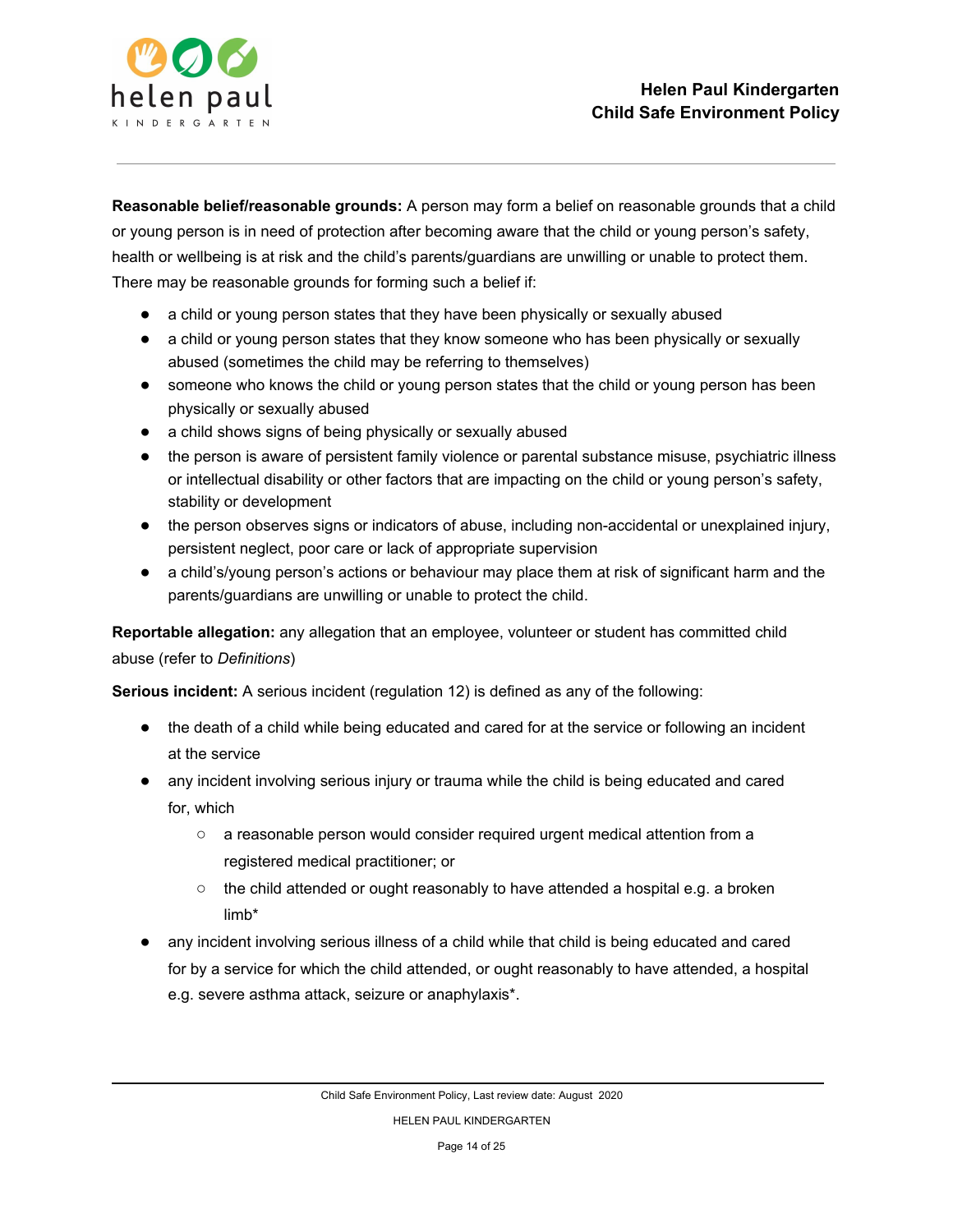**Reasonable belief/reasonable grounds:** A person may form a belief on reasonable grounds that a child or young person is in need of protection after becoming aware that the child or young person's safety, health or wellbeing is at risk and the child's parents/guardians are unwilling or unable to protect them. There may be reasonable grounds for forming such a belief if:

- a child or young person states that they have been physically or sexually abused
- a child or young person states that they know someone who has been physically or sexually abused (sometimes the child may be referring to themselves)
- someone who knows the child or young person states that the child or young person has been physically or sexually abused
- a child shows signs of being physically or sexually abused
- the person is aware of persistent family violence or parental substance misuse, psychiatric illness or intellectual disability or other factors that are impacting on the child or young person's safety, stability or development
- the person observes signs or indicators of abuse, including non-accidental or unexplained injury, persistent neglect, poor care or lack of appropriate supervision
- a child's/young person's actions or behaviour may place them at risk of significant harm and the parents/guardians are unwilling or unable to protect the child.

**Reportable allegation:** any allegation that an employee, volunteer or student has committed child abuse (refer to *Definitions*)

**Serious incident:** A serious incident (regulation 12) is defined as any of the following:

- the death of a child while being educated and cared for at the service or following an incident at the service
- any incident involving serious injury or trauma while the child is being educated and cared for, which
  - a reasonable person would consider required urgent medical attention from a registered medical practitioner; or
  - the child attended or ought reasonably to have attended a hospital e.g. a broken limb*
- any incident involving serious illness of a child while that child is being educated and cared for by a service for which the child attended, or ought reasonably to have attended, a hospital e.g. severe asthma attack, seizure or anaphylaxis*.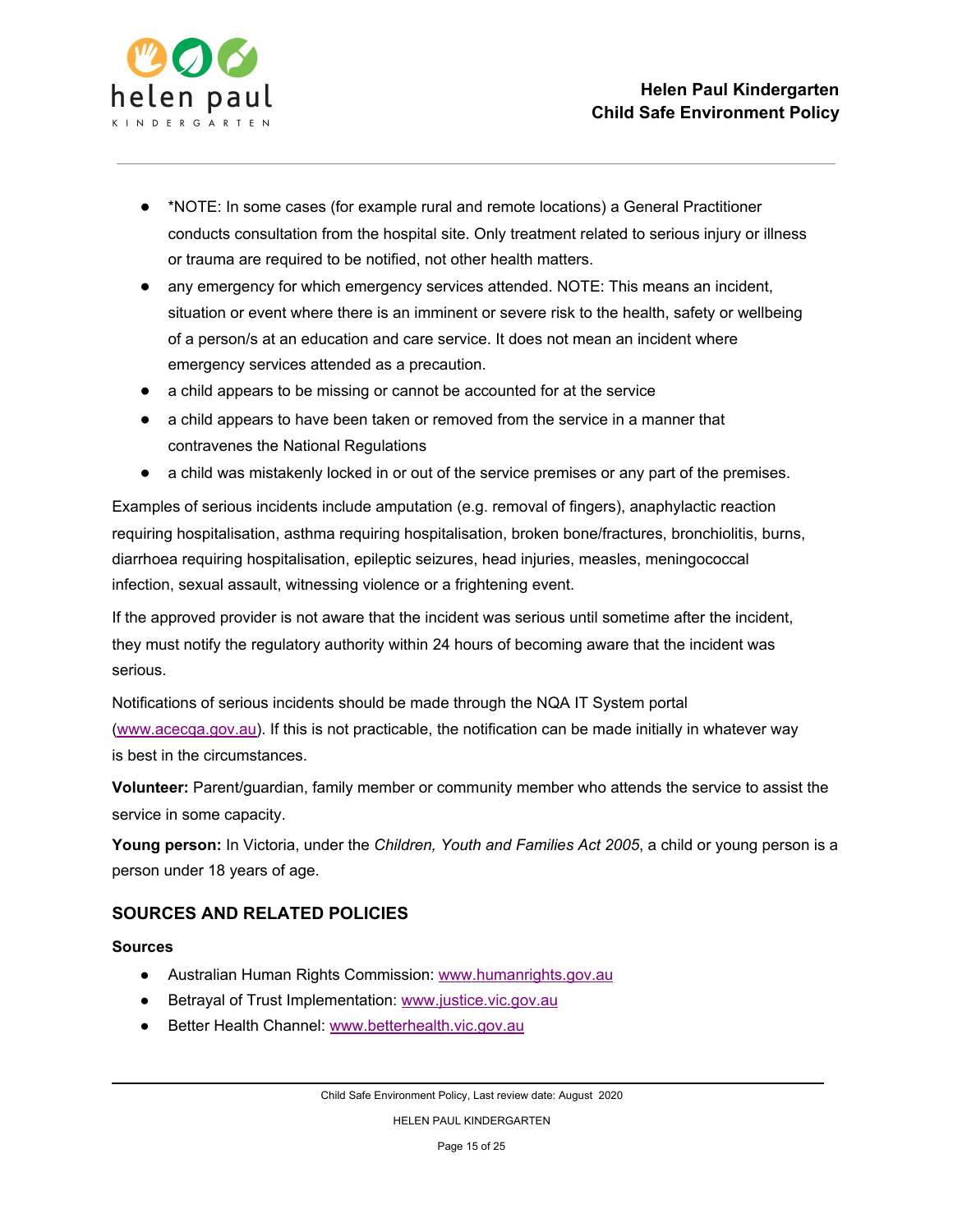- *NOTE: In some cases (for example rural and remote locations) a General Practitioner conducts consultation from the hospital site. Only treatment related to serious injury or illness or trauma are required to be notified, not other health matters.
- any emergency for which emergency services attended. NOTE: This means an incident, situation or event where there is an imminent or severe risk to the health, safety or wellbeing of a person/s at an education and care service. It does not mean an incident where emergency services attended as a precaution.
- a child appears to be missing or cannot be accounted for at the service
- a child appears to have been taken or removed from the service in a manner that contravenes the National Regulations
- a child was mistakenly locked in or out of the service premises or any part of the premises.

Examples of serious incidents include amputation (e.g. removal of fingers), anaphylactic reaction requiring hospitalisation, asthma requiring hospitalisation, broken bone/fractures, bronchiolitis, burns, diarrhoea requiring hospitalisation, epileptic seizures, head injuries, measles, meningococcal infection, sexual assault, witnessing violence or a frightening event.

If the approved provider is not aware that the incident was serious until sometime after the incident, they must notify the regulatory authority within 24 hours of becoming aware that the incident was serious.

Notifications of serious incidents should be made through the NQA IT System portal (www.acecqa.gov.au). If this is not practicable, the notification can be made initially in whatever way is best in the circumstances.

**Volunteer:** Parent/guardian, family member or community member who attends the service to assist the service in some capacity.

**Young person:** In Victoria, under the *Children, Youth and Families Act 2005*, a child or young person is a person under 18 years of age.

## SOURCES AND RELATED POLICIES

### Sources

- Australian Human Rights Commission: www.humanrights.gov.au
- Betrayal of Trust Implementation: www.justice.vic.gov.au
- Better Health Channel: www.betterhealth.vic.gov.au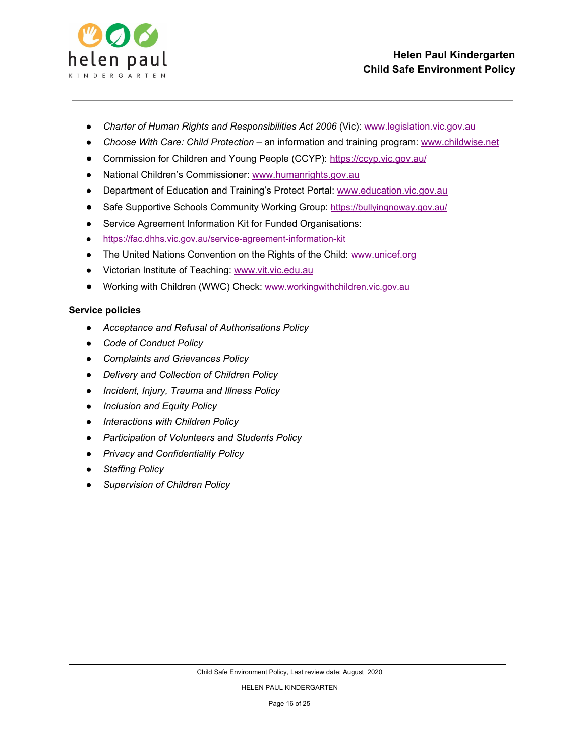- *Charter of Human Rights and Responsibilities Act 2006* (Vic): www.legislation.vic.gov.au
- *Choose With Care: Child Protection* – an information and training program: www.childwise.net
- Commission for Children and Young People (CCYP): https://ccyp.vic.gov.au/
- National Children's Commissioner: www.humanrights.gov.au
- Department of Education and Training's Protect Portal: www.education.vic.gov.au
- Safe Supportive Schools Community Working Group: https://bullyingnoway.gov.au/
- Service Agreement Information Kit for Funded Organisations:
- https://fac.dhhs.vic.gov.au/service-agreement-information-kit
- The United Nations Convention on the Rights of the Child: www.unicef.org
- Victorian Institute of Teaching: www.vit.vic.edu.au
- Working with Children (WWC) Check: www.workingwithchildren.vic.gov.au

**Service policies**

- *Acceptance and Refusal of Authorisations Policy*
- *Code of Conduct Policy*
- *Complaints and Grievances Policy*
- *Delivery and Collection of Children Policy*
- *Incident, Injury, Trauma and Illness Policy*
- *Inclusion and Equity Policy*
- *Interactions with Children Policy*
- *Participation of Volunteers and Students Policy*
- *Privacy and Confidentiality Policy*
- *Staffing Policy*
- *Supervision of Children Policy*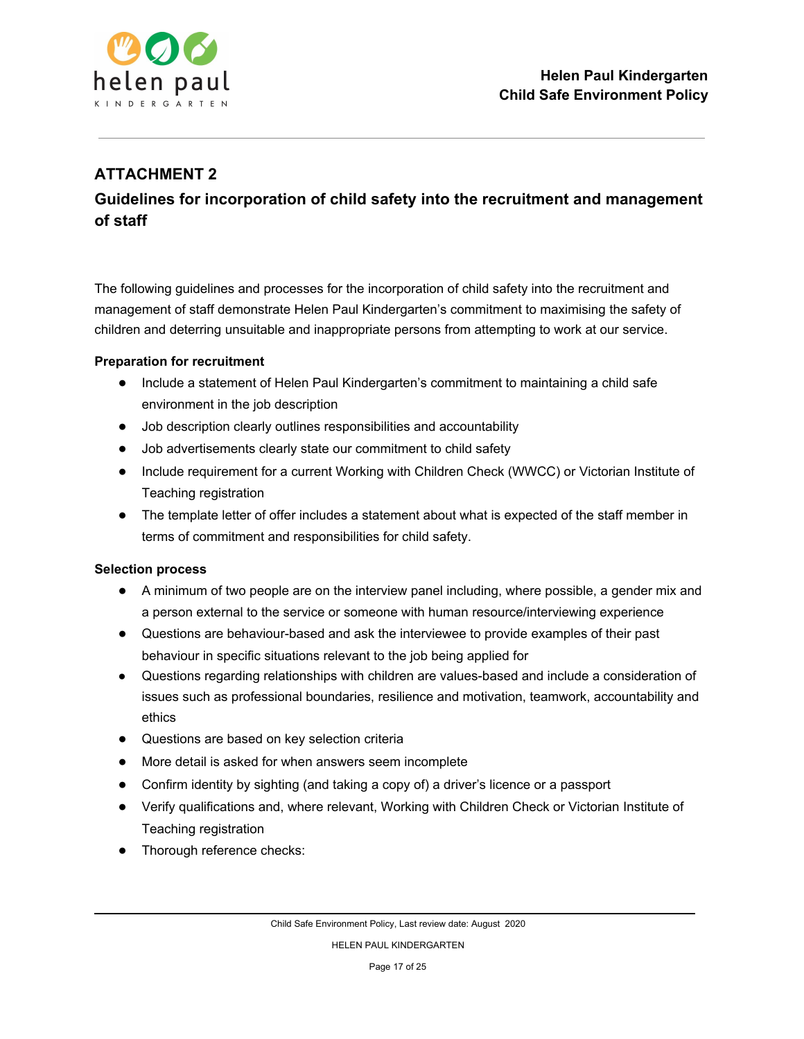## ATTACHMENT 2

### Guidelines for incorporation of child safety into the recruitment and management of staff

The following guidelines and processes for the incorporation of child safety into the recruitment and management of staff demonstrate Helen Paul Kindergarten's commitment to maximising the safety of children and deterring unsuitable and inappropriate persons from attempting to work at our service.

**Preparation for recruitment**

- Include a statement of Helen Paul Kindergarten's commitment to maintaining a child safe environment in the job description
- Job description clearly outlines responsibilities and accountability
- Job advertisements clearly state our commitment to child safety
- Include requirement for a current Working with Children Check (WWCC) or Victorian Institute of Teaching registration
- The template letter of offer includes a statement about what is expected of the staff member in terms of commitment and responsibilities for child safety.

**Selection process**

- A minimum of two people are on the interview panel including, where possible, a gender mix and a person external to the service or someone with human resource/interviewing experience
- Questions are behaviour-based and ask the interviewee to provide examples of their past behaviour in specific situations relevant to the job being applied for
- Questions regarding relationships with children are values-based and include a consideration of issues such as professional boundaries, resilience and motivation, teamwork, accountability and ethics
- Questions are based on key selection criteria
- More detail is asked for when answers seem incomplete
- Confirm identity by sighting (and taking a copy of) a driver's licence or a passport
- Verify qualifications and, where relevant, Working with Children Check or Victorian Institute of Teaching registration
- Thorough reference checks: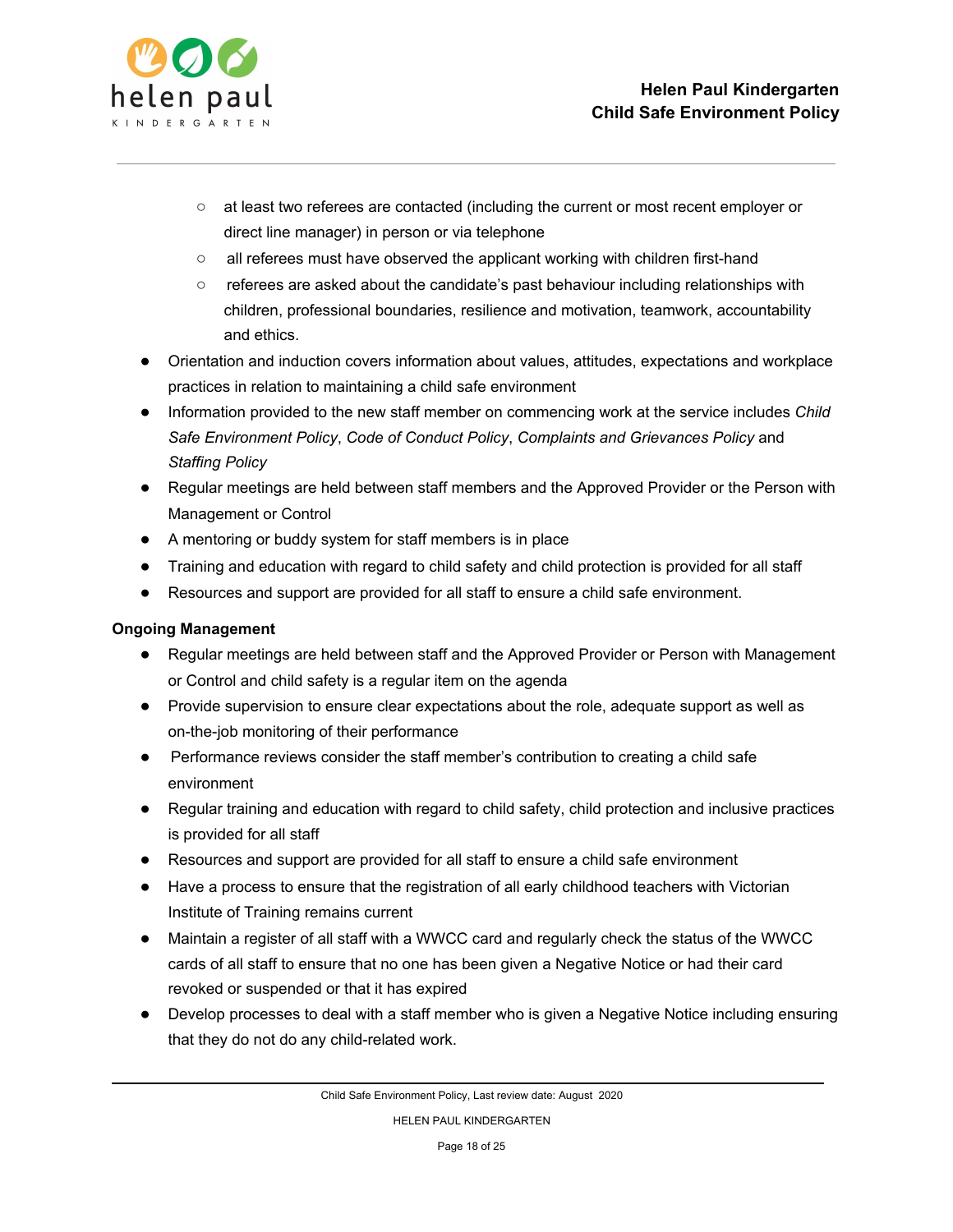- at least two referees are contacted (including the current or most recent employer or direct line manager) in person or via telephone
  - all referees must have observed the applicant working with children first-hand
  - referees are asked about the candidate's past behaviour including relationships with children, professional boundaries, resilience and motivation, teamwork, accountability and ethics.
- Orientation and induction covers information about values, attitudes, expectations and workplace practices in relation to maintaining a child safe environment
- Information provided to the new staff member on commencing work at the service includes *Child Safe Environment Policy*, *Code of Conduct Policy*, *Complaints and Grievances Policy* and *Staffing Policy*
- Regular meetings are held between staff members and the Approved Provider or the Person with Management or Control
- A mentoring or buddy system for staff members is in place
- Training and education with regard to child safety and child protection is provided for all staff
- Resources and support are provided for all staff to ensure a child safe environment.

**Ongoing Management**

- Regular meetings are held between staff and the Approved Provider or Person with Management or Control and child safety is a regular item on the agenda
- Provide supervision to ensure clear expectations about the role, adequate support as well as on-the-job monitoring of their performance
- Performance reviews consider the staff member's contribution to creating a child safe environment
- Regular training and education with regard to child safety, child protection and inclusive practices is provided for all staff
- Resources and support are provided for all staff to ensure a child safe environment
- Have a process to ensure that the registration of all early childhood teachers with Victorian Institute of Training remains current
- Maintain a register of all staff with a WWCC card and regularly check the status of the WWCC cards of all staff to ensure that no one has been given a Negative Notice or had their card revoked or suspended or that it has expired
- Develop processes to deal with a staff member who is given a Negative Notice including ensuring that they do not do any child-related work.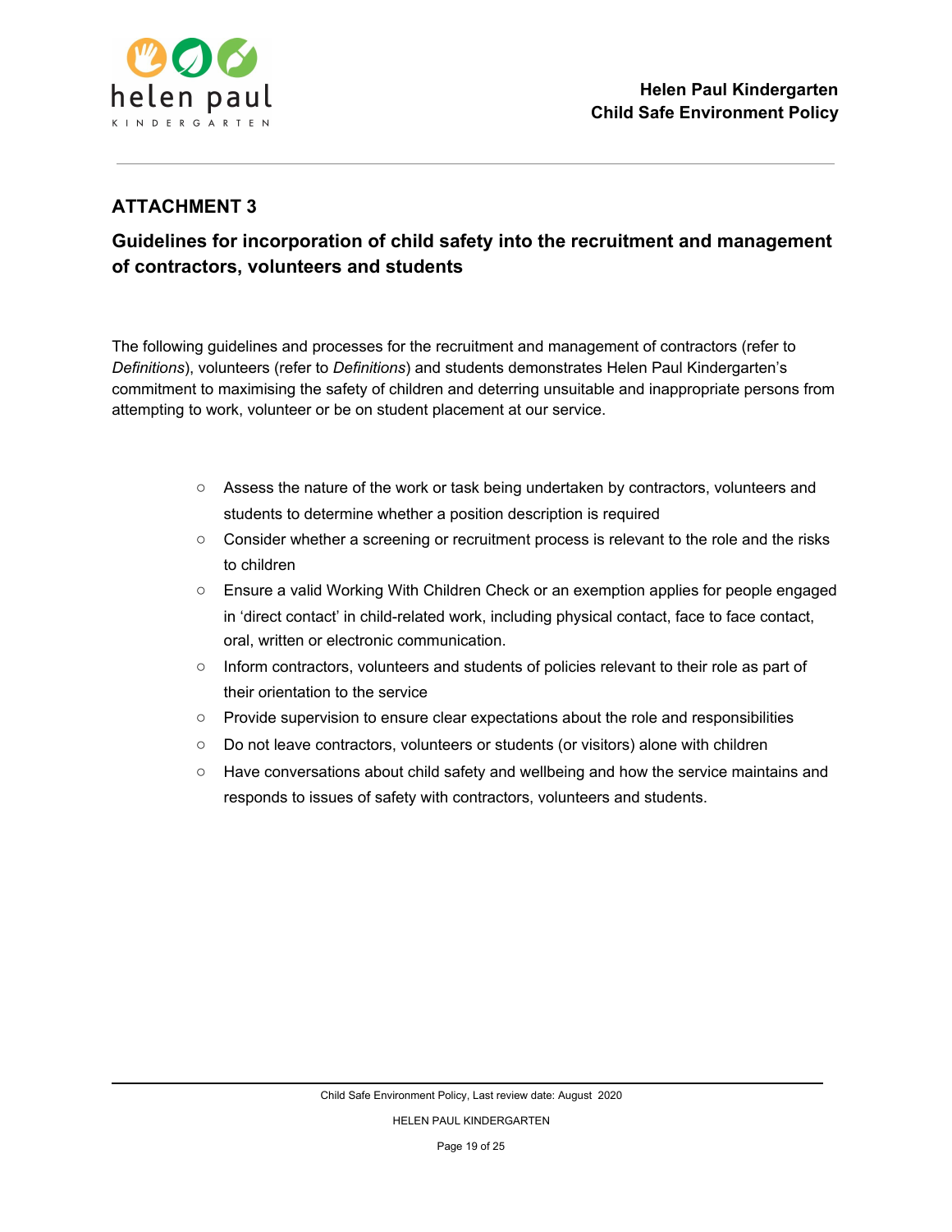## ATTACHMENT 3

### Guidelines for incorporation of child safety into the recruitment and management of contractors, volunteers and students

The following guidelines and processes for the recruitment and management of contractors (refer to *Definitions*), volunteers (refer to *Definitions*) and students demonstrates Helen Paul Kindergarten's commitment to maximising the safety of children and deterring unsuitable and inappropriate persons from attempting to work, volunteer or be on student placement at our service.

- Assess the nature of the work or task being undertaken by contractors, volunteers and students to determine whether a position description is required
- Consider whether a screening or recruitment process is relevant to the role and the risks to children
- Ensure a valid Working With Children Check or an exemption applies for people engaged in 'direct contact' in child-related work, including physical contact, face to face contact, oral, written or electronic communication.
- Inform contractors, volunteers and students of policies relevant to their role as part of their orientation to the service
- Provide supervision to ensure clear expectations about the role and responsibilities
- Do not leave contractors, volunteers or students (or visitors) alone with children
- Have conversations about child safety and wellbeing and how the service maintains and responds to issues of safety with contractors, volunteers and students.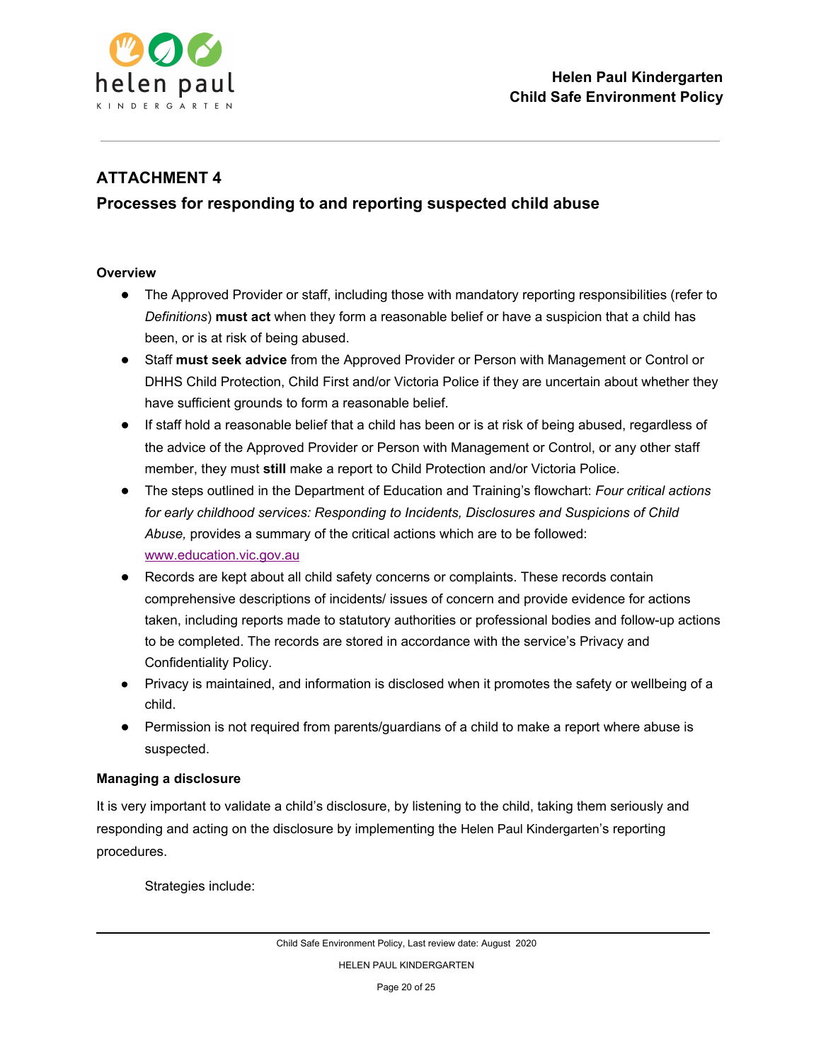## ATTACHMENT 4

### Processes for responding to and reporting suspected child abuse

**Overview**

- The Approved Provider or staff, including those with mandatory reporting responsibilities (refer to *Definitions*) **must act** when they form a reasonable belief or have a suspicion that a child has been, or is at risk of being abused.
- Staff **must seek advice** from the Approved Provider or Person with Management or Control or DHHS Child Protection, Child First and/or Victoria Police if they are uncertain about whether they have sufficient grounds to form a reasonable belief.
- If staff hold a reasonable belief that a child has been or is at risk of being abused, regardless of the advice of the Approved Provider or Person with Management or Control, or any other staff member, they must **still** make a report to Child Protection and/or Victoria Police.
- The steps outlined in the Department of Education and Training's flowchart: *Four critical actions for early childhood services: Responding to Incidents, Disclosures and Suspicions of Child Abuse,* provides a summary of the critical actions which are to be followed: [www.education.vic.gov.au](http://www.education.vic.gov.au)
- Records are kept about all child safety concerns or complaints. These records contain comprehensive descriptions of incidents/ issues of concern and provide evidence for actions taken, including reports made to statutory authorities or professional bodies and follow-up actions to be completed. The records are stored in accordance with the service's Privacy and Confidentiality Policy.
- Privacy is maintained, and information is disclosed when it promotes the safety or wellbeing of a child.
- Permission is not required from parents/guardians of a child to make a report where abuse is suspected.

**Managing a disclosure**

It is very important to validate a child's disclosure, by listening to the child, taking them seriously and responding and acting on the disclosure by implementing the Helen Paul Kindergarten's reporting procedures.

Strategies include: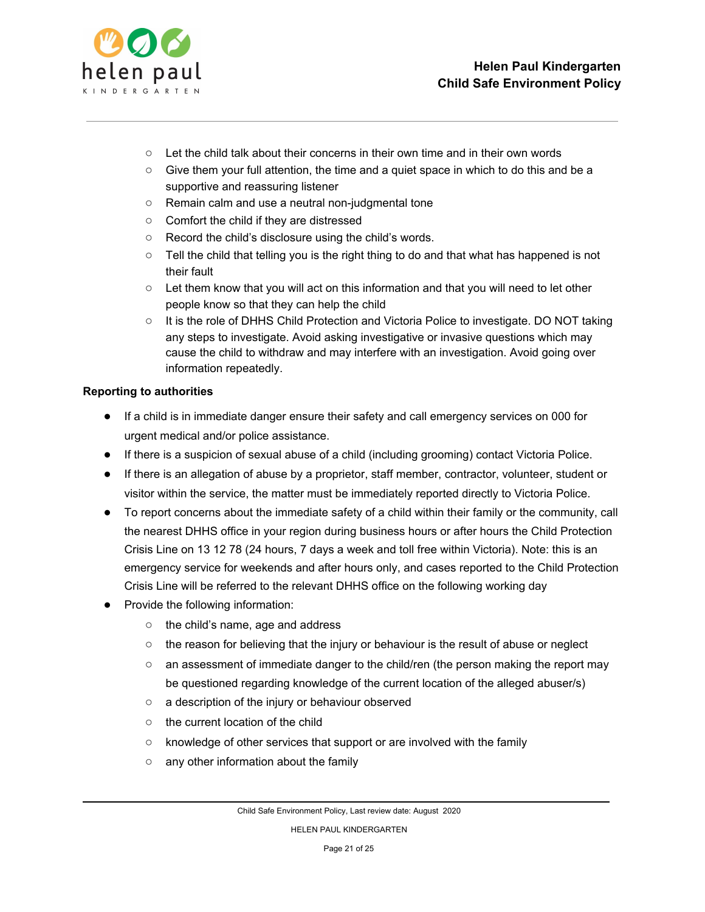- Let the child talk about their concerns in their own time and in their own words
    - Give them your full attention, the time and a quiet space in which to do this and be a supportive and reassuring listener
    - Remain calm and use a neutral non-judgmental tone
    - Comfort the child if they are distressed
    - Record the child's disclosure using the child's words.
    - Tell the child that telling you is the right thing to do and that what has happened is not their fault
    - Let them know that you will act on this information and that you will need to let other people know so that they can help the child
    - It is the role of DHHS Child Protection and Victoria Police to investigate. DO NOT taking any steps to investigate. Avoid asking investigative or invasive questions which may cause the child to withdraw and may interfere with an investigation. Avoid going over information repeatedly.

**Reporting to authorities**

- If a child is in immediate danger ensure their safety and call emergency services on 000 for urgent medical and/or police assistance.
- If there is a suspicion of sexual abuse of a child (including grooming) contact Victoria Police.
- If there is an allegation of abuse by a proprietor, staff member, contractor, volunteer, student or visitor within the service, the matter must be immediately reported directly to Victoria Police.
- To report concerns about the immediate safety of a child within their family or the community, call the nearest DHHS office in your region during business hours or after hours the Child Protection Crisis Line on 13 12 78 (24 hours, 7 days a week and toll free within Victoria). Note: this is an emergency service for weekends and after hours only, and cases reported to the Child Protection Crisis Line will be referred to the relevant DHHS office on the following working day
- Provide the following information:
    - the child's name, age and address
    - the reason for believing that the injury or behaviour is the result of abuse or neglect
    - an assessment of immediate danger to the child/ren (the person making the report may be questioned regarding knowledge of the current location of the alleged abuser/s)
    - a description of the injury or behaviour observed
    - the current location of the child
    - knowledge of other services that support or are involved with the family
    - any other information about the family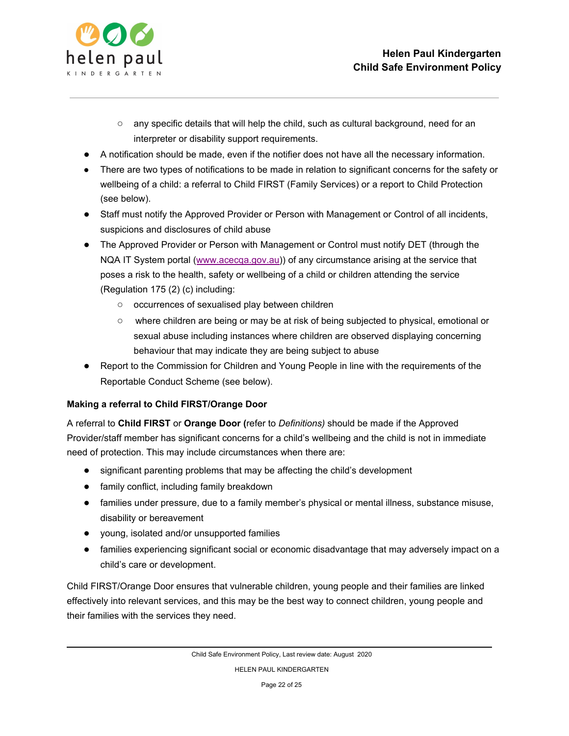- any specific details that will help the child, such as cultural background, need for an interpreter or disability support requirements.
- A notification should be made, even if the notifier does not have all the necessary information.
- There are two types of notifications to be made in relation to significant concerns for the safety or wellbeing of a child: a referral to Child FIRST (Family Services) or a report to Child Protection (see below).
- Staff must notify the Approved Provider or Person with Management or Control of all incidents, suspicions and disclosures of child abuse
- The Approved Provider or Person with Management or Control must notify DET (through the NQA IT System portal ([www.acecqa.gov.au](http://www.acecqa.gov.au))) of any circumstance arising at the service that poses a risk to the health, safety or wellbeing of a child or children attending the service (Regulation 175 (2) (c) including:
  - occurrences of sexualised play between children
  - where children are being or may be at risk of being subjected to physical, emotional or sexual abuse including instances where children are observed displaying concerning behaviour that may indicate they are being subject to abuse
- Report to the Commission for Children and Young People in line with the requirements of the Reportable Conduct Scheme (see below).

**Making a referral to Child FIRST/Orange Door**

A referral to **Child FIRST** or **Orange Door (**refer to *Definitions)* should be made if the Approved Provider/staff member has significant concerns for a child's wellbeing and the child is not in immediate need of protection. This may include circumstances when there are:

- significant parenting problems that may be affecting the child's development
- family conflict, including family breakdown
- families under pressure, due to a family member's physical or mental illness, substance misuse, disability or bereavement
- young, isolated and/or unsupported families
- families experiencing significant social or economic disadvantage that may adversely impact on a child's care or development.

Child FIRST/Orange Door ensures that vulnerable children, young people and their families are linked effectively into relevant services, and this may be the best way to connect children, young people and their families with the services they need.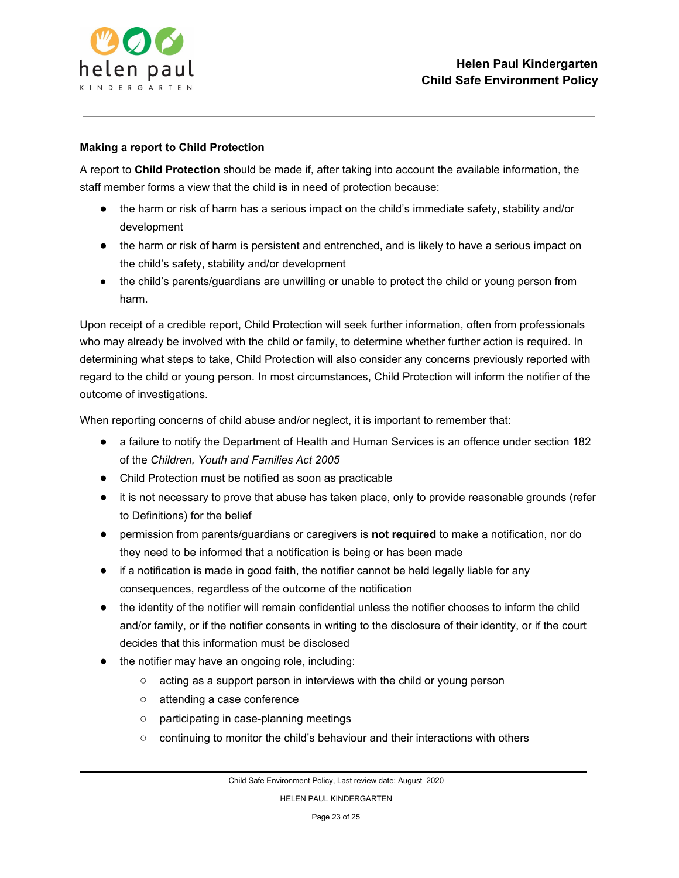**Making a report to Child Protection**

A report to **Child Protection** should be made if, after taking into account the available information, the staff member forms a view that the child **is** in need of protection because:

- the harm or risk of harm has a serious impact on the child's immediate safety, stability and/or development
- the harm or risk of harm is persistent and entrenched, and is likely to have a serious impact on the child's safety, stability and/or development
- the child's parents/guardians are unwilling or unable to protect the child or young person from harm.

Upon receipt of a credible report, Child Protection will seek further information, often from professionals who may already be involved with the child or family, to determine whether further action is required. In determining what steps to take, Child Protection will also consider any concerns previously reported with regard to the child or young person. In most circumstances, Child Protection will inform the notifier of the outcome of investigations.

When reporting concerns of child abuse and/or neglect, it is important to remember that:

- a failure to notify the Department of Health and Human Services is an offence under section 182 of the *Children, Youth and Families Act 2005*
- Child Protection must be notified as soon as practicable
- it is not necessary to prove that abuse has taken place, only to provide reasonable grounds (refer to Definitions) for the belief
- permission from parents/guardians or caregivers is **not required** to make a notification, nor do they need to be informed that a notification is being or has been made
- if a notification is made in good faith, the notifier cannot be held legally liable for any consequences, regardless of the outcome of the notification
- the identity of the notifier will remain confidential unless the notifier chooses to inform the child and/or family, or if the notifier consents in writing to the disclosure of their identity, or if the court decides that this information must be disclosed
- the notifier may have an ongoing role, including:
  - acting as a support person in interviews with the child or young person
  - attending a case conference
  - participating in case-planning meetings
  - continuing to monitor the child's behaviour and their interactions with others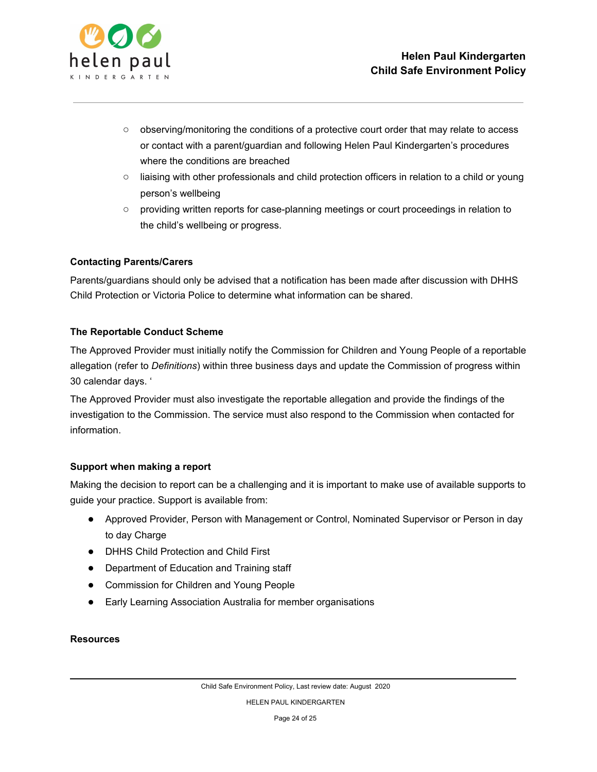- observing/monitoring the conditions of a protective court order that may relate to access or contact with a parent/guardian and following Helen Paul Kindergarten's procedures where the conditions are breached
- liaising with other professionals and child protection officers in relation to a child or young person's wellbeing
- providing written reports for case-planning meetings or court proceedings in relation to the child's wellbeing or progress.

**Contacting Parents/Carers**

Parents/guardians should only be advised that a notification has been made after discussion with DHHS Child Protection or Victoria Police to determine what information can be shared.

**The Reportable Conduct Scheme**

The Approved Provider must initially notify the Commission for Children and Young People of a reportable allegation (refer to *Definitions*) within three business days and update the Commission of progress within 30 calendar days. '

The Approved Provider must also investigate the reportable allegation and provide the findings of the investigation to the Commission. The service must also respond to the Commission when contacted for information.

**Support when making a report**

Making the decision to report can be a challenging and it is important to make use of available supports to guide your practice. Support is available from:

- Approved Provider, Person with Management or Control, Nominated Supervisor or Person in day to day Charge
- DHHS Child Protection and Child First
- Department of Education and Training staff
- Commission for Children and Young People
- Early Learning Association Australia for member organisations

**Resources**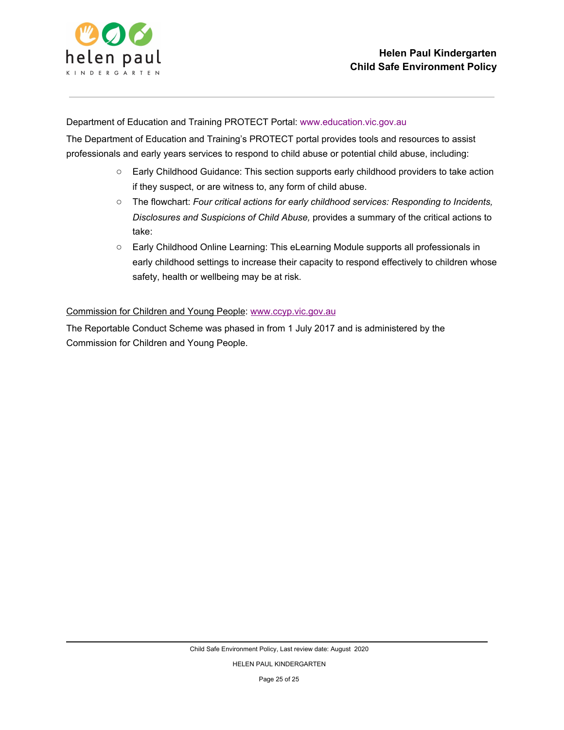Department of Education and Training PROTECT Portal: www.education.vic.gov.au

The Department of Education and Training's PROTECT portal provides tools and resources to assist professionals and early years services to respond to child abuse or potential child abuse, including:

- Early Childhood Guidance: This section supports early childhood providers to take action if they suspect, or are witness to, any form of child abuse.
- The flowchart: *Four critical actions for early childhood services: Responding to Incidents, Disclosures and Suspicions of Child Abuse,* provides a summary of the critical actions to take:
- Early Childhood Online Learning: This eLearning Module supports all professionals in early childhood settings to increase their capacity to respond effectively to children whose safety, health or wellbeing may be at risk.

Commission for Children and Young People: www.ccyp.vic.gov.au

The Reportable Conduct Scheme was phased in from 1 July 2017 and is administered by the Commission for Children and Young People.